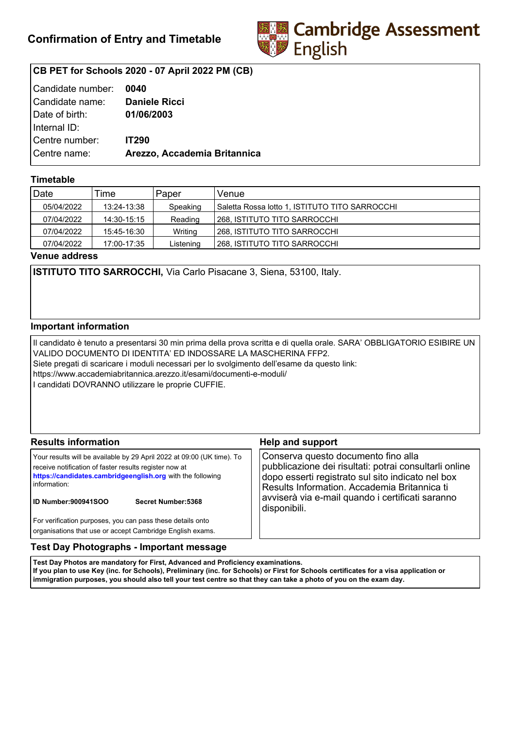# Confirmation of Entry and Timetable

Cambridge Assessment English

**CB PET for Schools 2020 - 07 April 2022 PM (CB)**

| | |
|---|---|
| Candidate number: | **0040** |
| Candidate name: | **Daniele Ricci** |
| Date of birth: | **01/06/2003** |
| Internal ID: | |
| Centre number: | **IT290** |
| Centre name: | **Arezzo, Accademia Britannica** |

## Timetable

| Date | Time | Paper | Venue |
|---|---|---|---|
| 05/04/2022 | 13:24-13:38 | Speaking | Saletta Rossa lotto 1, ISTITUTO TITO SARROCCHI |
| 07/04/2022 | 14:30-15:15 | Reading | 268, ISTITUTO TITO SARROCCHI |
| 07/04/2022 | 15:45-16:30 | Writing | 268, ISTITUTO TITO SARROCCHI |
| 07/04/2022 | 17:00-17:35 | Listening | 268, ISTITUTO TITO SARROCCHI |

## Venue address

**ISTITUTO TITO SARROCCHI,** Via Carlo Pisacane 3, Siena, 53100, Italy.

## Important information

Il candidato è tenuto a presentarsi 30 min prima della prova scritta e di quella orale. SARA' OBBLIGATORIO ESIBIRE UN VALIDO DOCUMENTO DI IDENTITA' ED INDOSSARE LA MASCHERINA FFP2.
Siete pregati di scaricare i moduli necessari per lo svolgimento dell'esame da questo link:
https://www.accademiabritannica.arezzo.it/esami/documenti-e-moduli/
I candidati DOVRANNO utilizzare le proprie CUFFIE.

## Results information

Your results will be available by 29 April 2022 at 09:00 (UK time). To receive notification of faster results register now at **https://candidates.cambridgeenglish.org** with the following information:

**ID Number:900941SOO** **Secret Number:5368**

For verification purposes, you can pass these details onto organisations that use or accept Cambridge English exams.

## Help and support

Conserva questo documento fino alla pubblicazione dei risultati: potrai consultarli online dopo esserti registrato sul sito indicato nel box Results Information. Accademia Britannica ti avviserà via e-mail quando i certificati saranno disponibili.

## Test Day Photographs - Important message

**Test Day Photos are mandatory for First, Advanced and Proficiency examinations.**
**If you plan to use Key (inc. for Schools), Preliminary (inc. for Schools) or First for Schools certificates for a visa application or immigration purposes, you should also tell your test centre so that they can take a photo of you on the exam day.**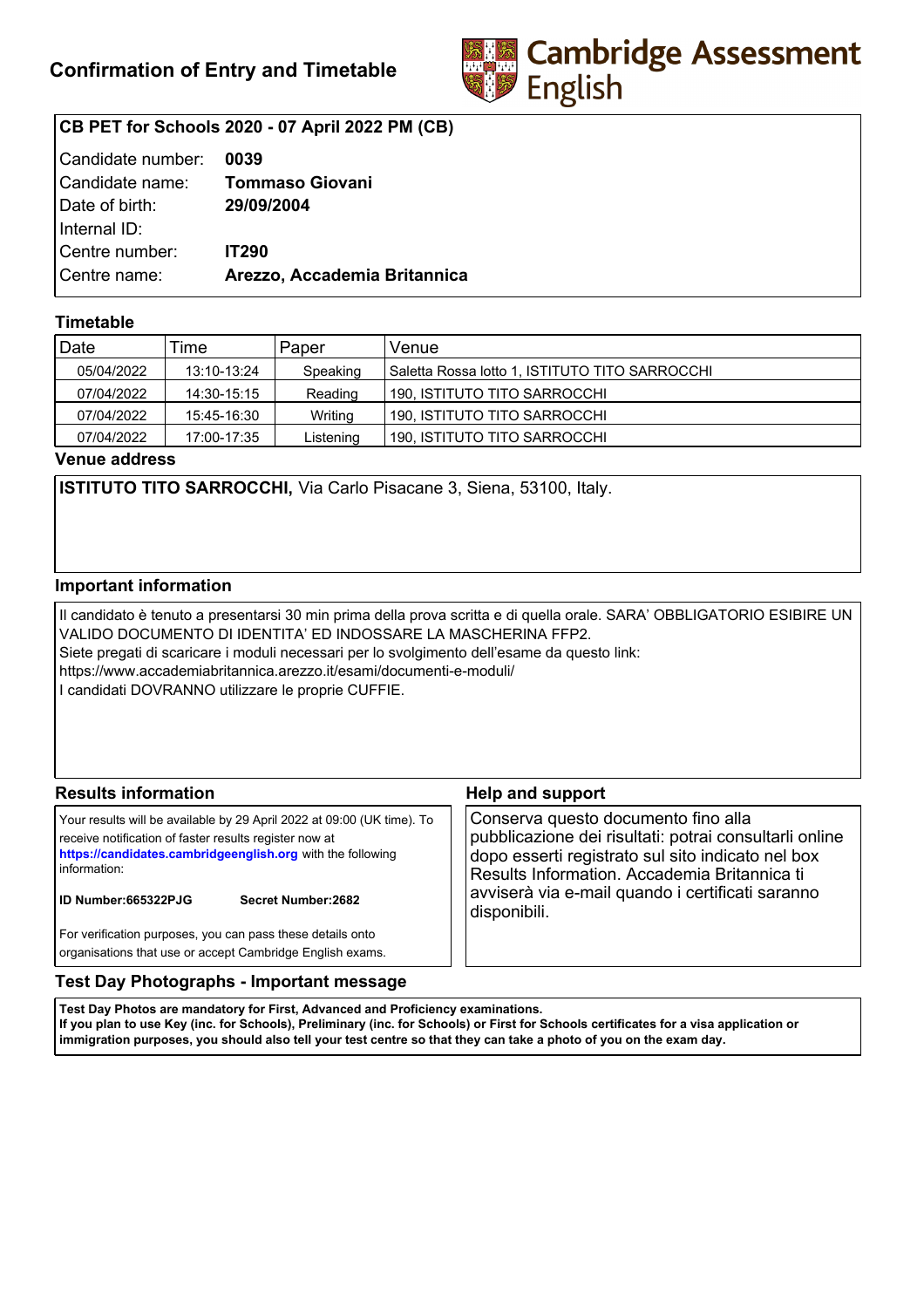# Confirmation of Entry and Timetable

Cambridge Assessment English

**CB PET for Schools 2020 - 07 April 2022 PM (CB)**

| | |
|---|---|
| Candidate number: | **0039** |
| Candidate name: | **Tommaso Giovani** |
| Date of birth: | **29/09/2004** |
| Internal ID: | |
| Centre number: | **IT290** |
| Centre name: | **Arezzo, Accademia Britannica** |

## Timetable

| Date | Time | Paper | Venue |
|---|---|---|---|
| 05/04/2022 | 13:10-13:24 | Speaking | Saletta Rossa lotto 1, ISTITUTO TITO SARROCCHI |
| 07/04/2022 | 14:30-15:15 | Reading | 190, ISTITUTO TITO SARROCCHI |
| 07/04/2022 | 15:45-16:30 | Writing | 190, ISTITUTO TITO SARROCCHI |
| 07/04/2022 | 17:00-17:35 | Listening | 190, ISTITUTO TITO SARROCCHI |

## Venue address

**ISTITUTO TITO SARROCCHI,** Via Carlo Pisacane 3, Siena, 53100, Italy.

## Important information

Il candidato è tenuto a presentarsi 30 min prima della prova scritta e di quella orale. SARA' OBBLIGATORIO ESIBIRE UN VALIDO DOCUMENTO DI IDENTITA' ED INDOSSARE LA MASCHERINA FFP2.
Siete pregati di scaricare i moduli necessari per lo svolgimento dell'esame da questo link:
https://www.accademiabritannica.arezzo.it/esami/documenti-e-moduli/
I candidati DOVRANNO utilizzare le proprie CUFFIE.

## Results information

Your results will be available by 29 April 2022 at 09:00 (UK time). To receive notification of faster results register now at **https://candidates.cambridgeenglish.org** with the following information:

**ID Number:665322PJG** **Secret Number:2682**

For verification purposes, you can pass these details onto organisations that use or accept Cambridge English exams.

## Help and support

Conserva questo documento fino alla pubblicazione dei risultati: potrai consultarli online dopo esserti registrato sul sito indicato nel box Results Information. Accademia Britannica ti avviserà via e-mail quando i certificati saranno disponibili.

## Test Day Photographs - Important message

**Test Day Photos are mandatory for First, Advanced and Proficiency examinations.**
**If you plan to use Key (inc. for Schools), Preliminary (inc. for Schools) or First for Schools certificates for a visa application or immigration purposes, you should also tell your test centre so that they can take a photo of you on the exam day.**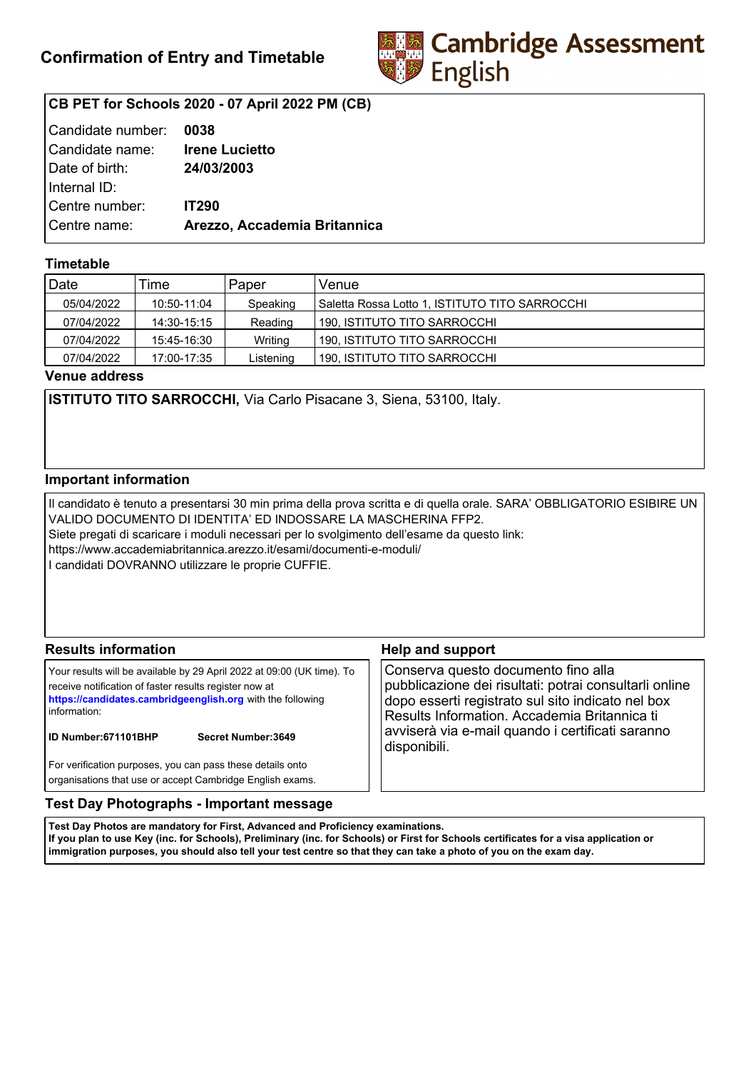# Confirmation of Entry and Timetable

Cambridge Assessment English

**CB PET for Schools 2020 - 07 April 2022 PM (CB)**

| | |
|---|---|
| Candidate number: | **0038** |
| Candidate name: | **Irene Lucietto** |
| Date of birth: | **24/03/2003** |
| Internal ID: | |
| Centre number: | **IT290** |
| Centre name: | **Arezzo, Accademia Britannica** |

## Timetable

| Date | Time | Paper | Venue |
|---|---|---|---|
| 05/04/2022 | 10:50-11:04 | Speaking | Saletta Rossa Lotto 1, ISTITUTO TITO SARROCCHI |
| 07/04/2022 | 14:30-15:15 | Reading | 190, ISTITUTO TITO SARROCCHI |
| 07/04/2022 | 15:45-16:30 | Writing | 190, ISTITUTO TITO SARROCCHI |
| 07/04/2022 | 17:00-17:35 | Listening | 190, ISTITUTO TITO SARROCCHI |

## Venue address

**ISTITUTO TITO SARROCCHI,** Via Carlo Pisacane 3, Siena, 53100, Italy.

## Important information

Il candidato è tenuto a presentarsi 30 min prima della prova scritta e di quella orale. SARA' OBBLIGATORIO ESIBIRE UN VALIDO DOCUMENTO DI IDENTITA' ED INDOSSARE LA MASCHERINA FFP2.
Siete pregati di scaricare i moduli necessari per lo svolgimento dell'esame da questo link:
https://www.accademiabritannica.arezzo.it/esami/documenti-e-moduli/
I candidati DOVRANNO utilizzare le proprie CUFFIE.

## Results information

Your results will be available by 29 April 2022 at 09:00 (UK time). To receive notification of faster results register now at **https://candidates.cambridgeenglish.org** with the following information:

**ID Number:671101BHP** **Secret Number:3649**

For verification purposes, you can pass these details onto organisations that use or accept Cambridge English exams.

## Help and support

Conserva questo documento fino alla pubblicazione dei risultati: potrai consultarli online dopo esserti registrato sul sito indicato nel box Results Information. Accademia Britannica ti avviserà via e-mail quando i certificati saranno disponibili.

## Test Day Photographs - Important message

**Test Day Photos are mandatory for First, Advanced and Proficiency examinations.**
**If you plan to use Key (inc. for Schools), Preliminary (inc. for Schools) or First for Schools certificates for a visa application or immigration purposes, you should also tell your test centre so that they can take a photo of you on the exam day.**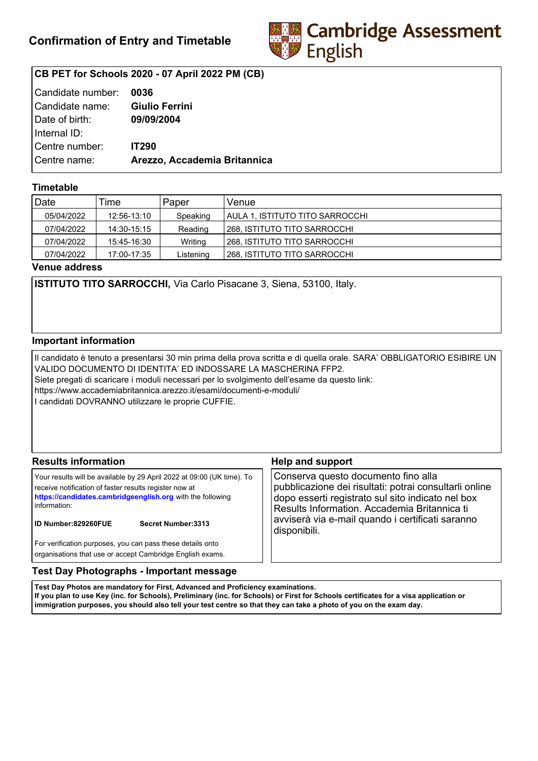## Confirmation of Entry and Timetable

Cambridge Assessment English

### CB PET for Schools 2020 - 07 April 2022 PM (CB)

| | |
|---|---|
| Candidate number: | **0036** |
| Candidate name: | **Giulio Ferrini** |
| Date of birth: | **09/09/2004** |
| Internal ID: | |
| Centre number: | **IT290** |
| Centre name: | **Arezzo, Accademia Britannica** |

### Timetable

| Date | Time | Paper | Venue |
|---|---|---|---|
| 05/04/2022 | 12:56-13:10 | Speaking | AULA 1, ISTITUTO TITO SARROCCHI |
| 07/04/2022 | 14:30-15:15 | Reading | 268, ISTITUTO TITO SARROCCHI |
| 07/04/2022 | 15:45-16:30 | Writing | 268, ISTITUTO TITO SARROCCHI |
| 07/04/2022 | 17:00-17:35 | Listening | 268, ISTITUTO TITO SARROCCHI |

### Venue address

**ISTITUTO TITO SARROCCHI,** Via Carlo Pisacane 3, Siena, 53100, Italy.

### Important information

Il candidato è tenuto a presentarsi 30 min prima della prova scritta e di quella orale. SARA' OBBLIGATORIO ESIBIRE UN VALIDO DOCUMENTO DI IDENTITA' ED INDOSSARE LA MASCHERINA FFP2.
Siete pregati di scaricare i moduli necessari per lo svolgimento dell'esame da questo link:
https://www.accademiabritannica.arezzo.it/esami/documenti-e-moduli/
I candidati DOVRANNO utilizzare le proprie CUFFIE.

### Results information

Your results will be available by 29 April 2022 at 09:00 (UK time). To receive notification of faster results register now at **https://candidates.cambridgeenglish.org** with the following information:

**ID Number:829260FUE** **Secret Number:3313**

For verification purposes, you can pass these details onto organisations that use or accept Cambridge English exams.

### Help and support

Conserva questo documento fino alla pubblicazione dei risultati: potrai consultarli online dopo esserti registrato sul sito indicato nel box Results Information. Accademia Britannica ti avviserà via e-mail quando i certificati saranno disponibili.

### Test Day Photographs - Important message

**Test Day Photos are mandatory for First, Advanced and Proficiency examinations.**
**If you plan to use Key (inc. for Schools), Preliminary (inc. for Schools) or First for Schools certificates for a visa application or immigration purposes, you should also tell your test centre so that they can take a photo of you on the exam day.**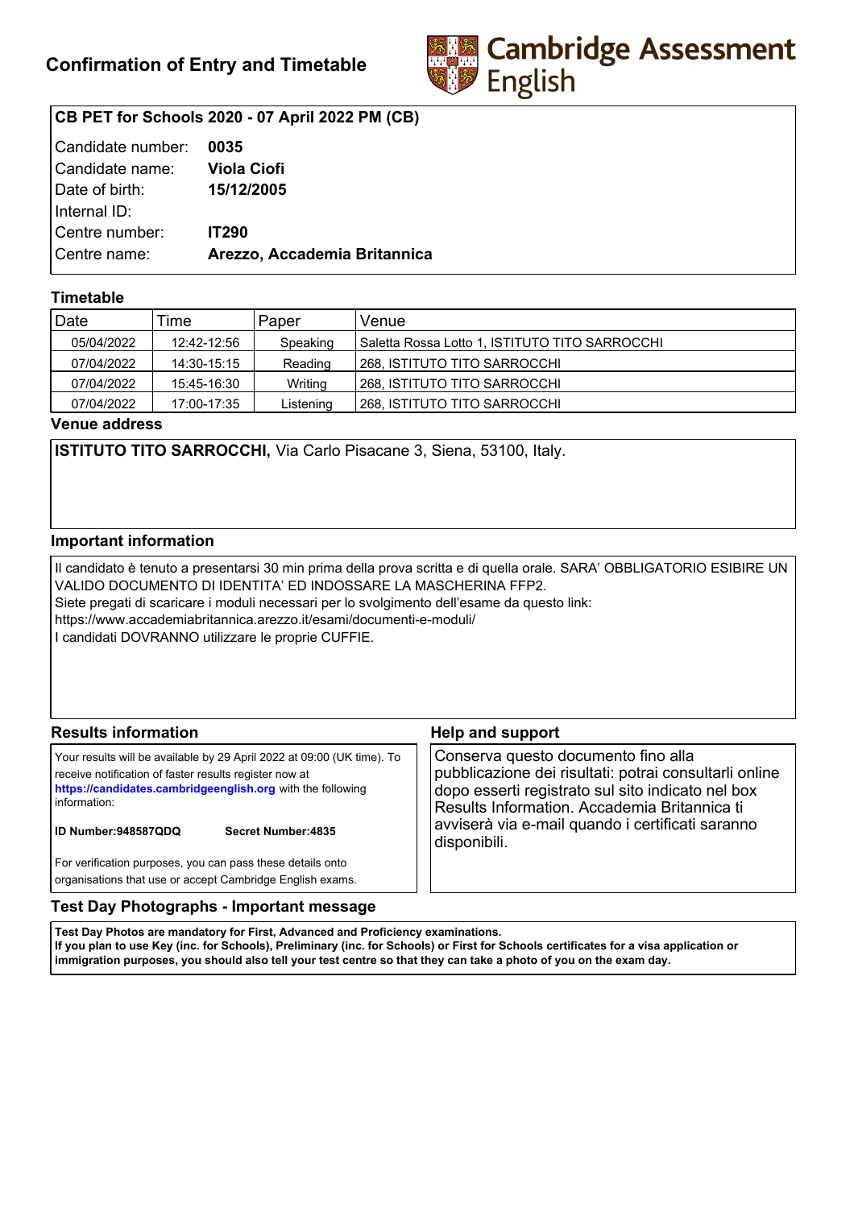# Confirmation of Entry and Timetable

Cambridge Assessment English

**CB PET for Schools 2020 - 07 April 2022 PM (CB)**

| | |
|---|---|
| Candidate number: | **0035** |
| Candidate name: | **Viola Ciofi** |
| Date of birth: | **15/12/2005** |
| Internal ID: | |
| Centre number: | **IT290** |
| Centre name: | **Arezzo, Accademia Britannica** |

## Timetable

| Date | Time | Paper | Venue |
|---|---|---|---|
| 05/04/2022 | 12:42-12:56 | Speaking | Saletta Rossa Lotto 1, ISTITUTO TITO SARROCCHI |
| 07/04/2022 | 14:30-15:15 | Reading | 268, ISTITUTO TITO SARROCCHI |
| 07/04/2022 | 15:45-16:30 | Writing | 268, ISTITUTO TITO SARROCCHI |
| 07/04/2022 | 17:00-17:35 | Listening | 268, ISTITUTO TITO SARROCCHI |

## Venue address

**ISTITUTO TITO SARROCCHI,** Via Carlo Pisacane 3, Siena, 53100, Italy.

## Important information

Il candidato è tenuto a presentarsi 30 min prima della prova scritta e di quella orale. SARA' OBBLIGATORIO ESIBIRE UN VALIDO DOCUMENTO DI IDENTITA' ED INDOSSARE LA MASCHERINA FFP2.
Siete pregati di scaricare i moduli necessari per lo svolgimento dell'esame da questo link:
https://www.accademiabritannica.arezzo.it/esami/documenti-e-moduli/
I candidati DOVRANNO utilizzare le proprie CUFFIE.

## Results information

Your results will be available by 29 April 2022 at 09:00 (UK time). To receive notification of faster results register now at **https://candidates.cambridgeenglish.org** with the following information:

**ID Number:948587QDQ** **Secret Number:4835**

For verification purposes, you can pass these details onto organisations that use or accept Cambridge English exams.

## Help and support

Conserva questo documento fino alla pubblicazione dei risultati: potrai consultarli online dopo esserti registrato sul sito indicato nel box Results Information. Accademia Britannica ti avviserà via e-mail quando i certificati saranno disponibili.

## Test Day Photographs - Important message

**Test Day Photos are mandatory for First, Advanced and Proficiency examinations.**
**If you plan to use Key (inc. for Schools), Preliminary (inc. for Schools) or First for Schools certificates for a visa application or immigration purposes, you should also tell your test centre so that they can take a photo of you on the exam day.**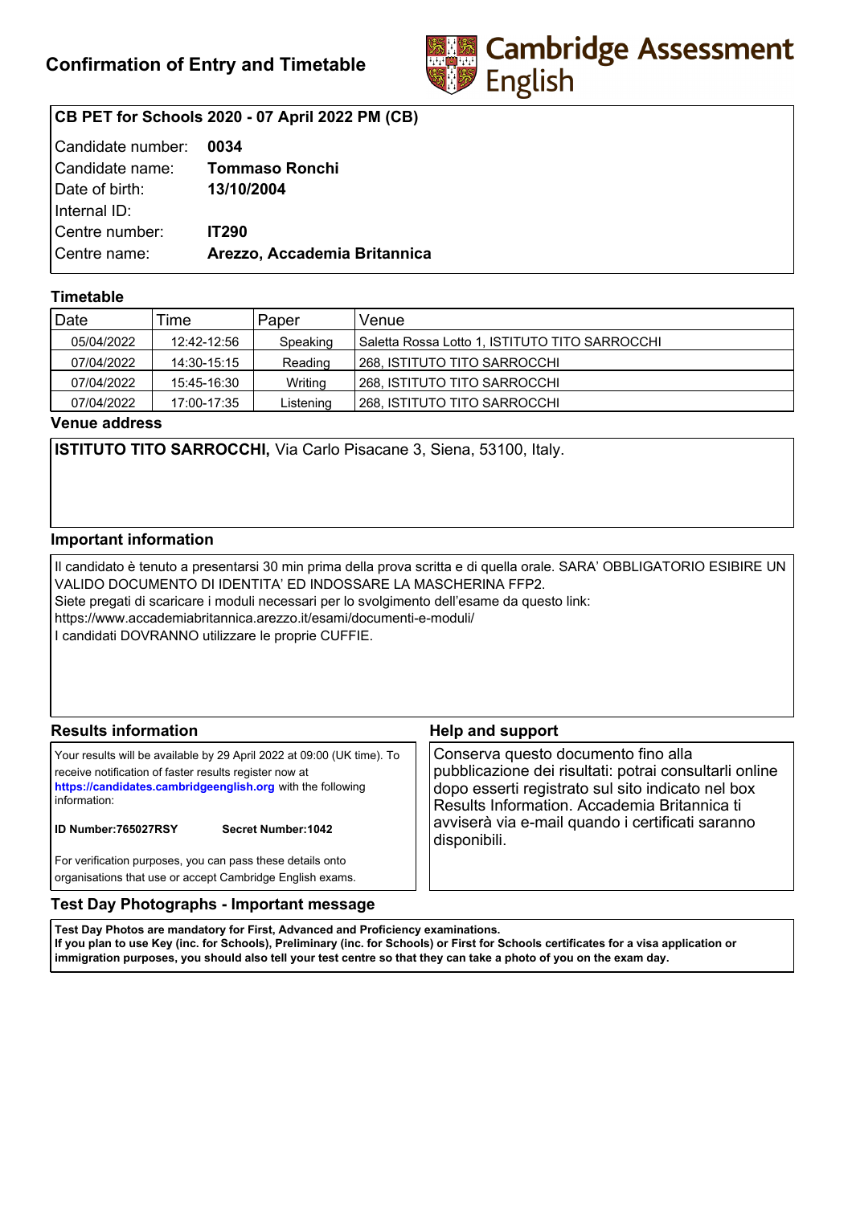# Confirmation of Entry and Timetable

Cambridge Assessment English

**CB PET for Schools 2020 - 07 April 2022 PM (CB)**

| | |
|---|---|
| Candidate number: | **0034** |
| Candidate name: | **Tommaso Ronchi** |
| Date of birth: | **13/10/2004** |
| Internal ID: | |
| Centre number: | **IT290** |
| Centre name: | **Arezzo, Accademia Britannica** |

## Timetable

| Date | Time | Paper | Venue |
|---|---|---|---|
| 05/04/2022 | 12:42-12:56 | Speaking | Saletta Rossa Lotto 1, ISTITUTO TITO SARROCCHI |
| 07/04/2022 | 14:30-15:15 | Reading | 268, ISTITUTO TITO SARROCCHI |
| 07/04/2022 | 15:45-16:30 | Writing | 268, ISTITUTO TITO SARROCCHI |
| 07/04/2022 | 17:00-17:35 | Listening | 268, ISTITUTO TITO SARROCCHI |

## Venue address

**ISTITUTO TITO SARROCCHI,** Via Carlo Pisacane 3, Siena, 53100, Italy.

## Important information

Il candidato è tenuto a presentarsi 30 min prima della prova scritta e di quella orale. SARA' OBBLIGATORIO ESIBIRE UN VALIDO DOCUMENTO DI IDENTITA' ED INDOSSARE LA MASCHERINA FFP2.
Siete pregati di scaricare i moduli necessari per lo svolgimento dell'esame da questo link:
https://www.accademiabritannica.arezzo.it/esami/documenti-e-moduli/
I candidati DOVRANNO utilizzare le proprie CUFFIE.

## Results information

Your results will be available by 29 April 2022 at 09:00 (UK time). To receive notification of faster results register now at **https://candidates.cambridgeenglish.org** with the following information:

**ID Number:765027RSY** **Secret Number:1042**

For verification purposes, you can pass these details onto organisations that use or accept Cambridge English exams.

## Help and support

Conserva questo documento fino alla pubblicazione dei risultati: potrai consultarli online dopo esserti registrato sul sito indicato nel box Results Information. Accademia Britannica ti avviserà via e-mail quando i certificati saranno disponibili.

## Test Day Photographs - Important message

**Test Day Photos are mandatory for First, Advanced and Proficiency examinations.**
**If you plan to use Key (inc. for Schools), Preliminary (inc. for Schools) or First for Schools certificates for a visa application or immigration purposes, you should also tell your test centre so that they can take a photo of you on the exam day.**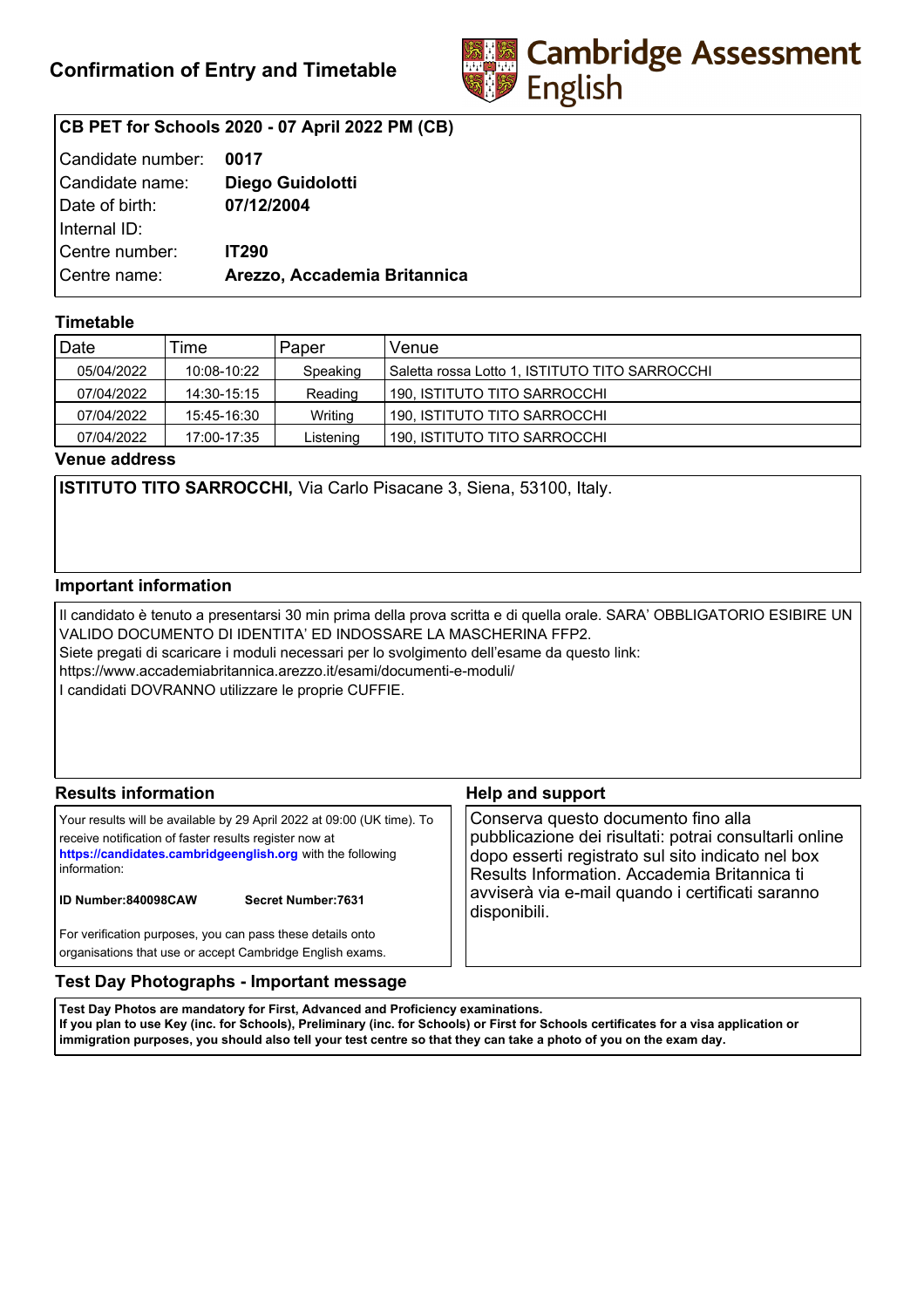# Confirmation of Entry and Timetable

**Cambridge Assessment English**

**CB PET for Schools 2020 - 07 April 2022 PM (CB)**

| | |
|---|---|
| Candidate number: | **0017** |
| Candidate name: | **Diego Guidolotti** |
| Date of birth: | **07/12/2004** |
| Internal ID: | |
| Centre number: | **IT290** |
| Centre name: | **Arezzo, Accademia Britannica** |

## Timetable

| Date | Time | Paper | Venue |
|---|---|---|---|
| 05/04/2022 | 10:08-10:22 | Speaking | Saletta rossa Lotto 1, ISTITUTO TITO SARROCCHI |
| 07/04/2022 | 14:30-15:15 | Reading | 190, ISTITUTO TITO SARROCCHI |
| 07/04/2022 | 15:45-16:30 | Writing | 190, ISTITUTO TITO SARROCCHI |
| 07/04/2022 | 17:00-17:35 | Listening | 190, ISTITUTO TITO SARROCCHI |

## Venue address

**ISTITUTO TITO SARROCCHI,** Via Carlo Pisacane 3, Siena, 53100, Italy.

## Important information

Il candidato è tenuto a presentarsi 30 min prima della prova scritta e di quella orale. SARA' OBBLIGATORIO ESIBIRE UN VALIDO DOCUMENTO DI IDENTITA' ED INDOSSARE LA MASCHERINA FFP2.
Siete pregati di scaricare i moduli necessari per lo svolgimento dell'esame da questo link:
https://www.accademiabritannica.arezzo.it/esami/documenti-e-moduli/
I candidati DOVRANNO utilizzare le proprie CUFFIE.

## Results information

Your results will be available by 29 April 2022 at 09:00 (UK time). To receive notification of faster results register now at **https://candidates.cambridgeenglish.org** with the following information:

**ID Number:840098CAW** **Secret Number:7631**

For verification purposes, you can pass these details onto organisations that use or accept Cambridge English exams.

## Help and support

Conserva questo documento fino alla pubblicazione dei risultati: potrai consultarli online dopo esserti registrato sul sito indicato nel box Results Information. Accademia Britannica ti avviserà via e-mail quando i certificati saranno disponibili.

## Test Day Photographs - Important message

**Test Day Photos are mandatory for First, Advanced and Proficiency examinations.**
**If you plan to use Key (inc. for Schools), Preliminary (inc. for Schools) or First for Schools certificates for a visa application or immigration purposes, you should also tell your test centre so that they can take a photo of you on the exam day.**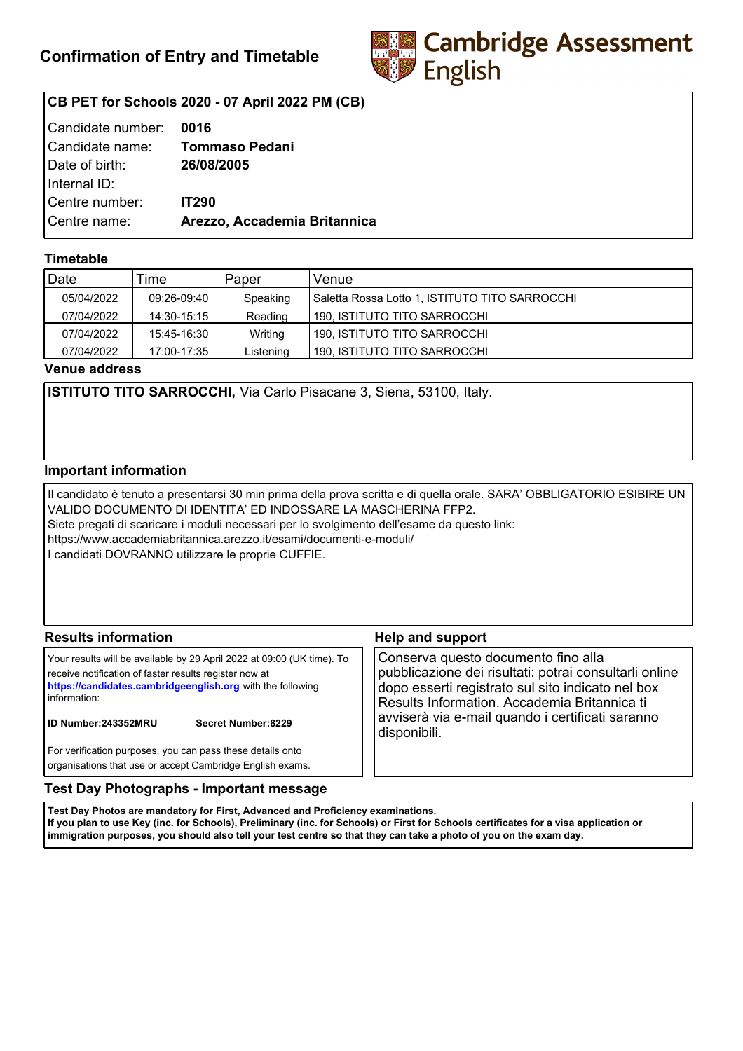# Confirmation of Entry and Timetable

Cambridge Assessment English

**CB PET for Schools 2020 - 07 April 2022 PM (CB)**

| | |
|---|---|
| Candidate number: | **0016** |
| Candidate name: | **Tommaso Pedani** |
| Date of birth: | **26/08/2005** |
| Internal ID: | |
| Centre number: | **IT290** |
| Centre name: | **Arezzo, Accademia Britannica** |

## Timetable

| Date | Time | Paper | Venue |
|---|---|---|---|
| 05/04/2022 | 09:26-09:40 | Speaking | Saletta Rossa Lotto 1, ISTITUTO TITO SARROCCHI |
| 07/04/2022 | 14:30-15:15 | Reading | 190, ISTITUTO TITO SARROCCHI |
| 07/04/2022 | 15:45-16:30 | Writing | 190, ISTITUTO TITO SARROCCHI |
| 07/04/2022 | 17:00-17:35 | Listening | 190, ISTITUTO TITO SARROCCHI |

## Venue address

**ISTITUTO TITO SARROCCHI,** Via Carlo Pisacane 3, Siena, 53100, Italy.

## Important information

Il candidato è tenuto a presentarsi 30 min prima della prova scritta e di quella orale. SARA' OBBLIGATORIO ESIBIRE UN VALIDO DOCUMENTO DI IDENTITA' ED INDOSSARE LA MASCHERINA FFP2.
Siete pregati di scaricare i moduli necessari per lo svolgimento dell'esame da questo link:
https://www.accademiabritannica.arezzo.it/esami/documenti-e-moduli/
I candidati DOVRANNO utilizzare le proprie CUFFIE.

## Results information

Your results will be available by 29 April 2022 at 09:00 (UK time). To receive notification of faster results register now at **https://candidates.cambridgeenglish.org** with the following information:

**ID Number:243352MRU** **Secret Number:8229**

For verification purposes, you can pass these details onto organisations that use or accept Cambridge English exams.

## Help and support

Conserva questo documento fino alla pubblicazione dei risultati: potrai consultarli online dopo esserti registrato sul sito indicato nel box Results Information. Accademia Britannica ti avviserà via e-mail quando i certificati saranno disponibili.

## Test Day Photographs - Important message

**Test Day Photos are mandatory for First, Advanced and Proficiency examinations.**
**If you plan to use Key (inc. for Schools), Preliminary (inc. for Schools) or First for Schools certificates for a visa application or immigration purposes, you should also tell your test centre so that they can take a photo of you on the exam day.**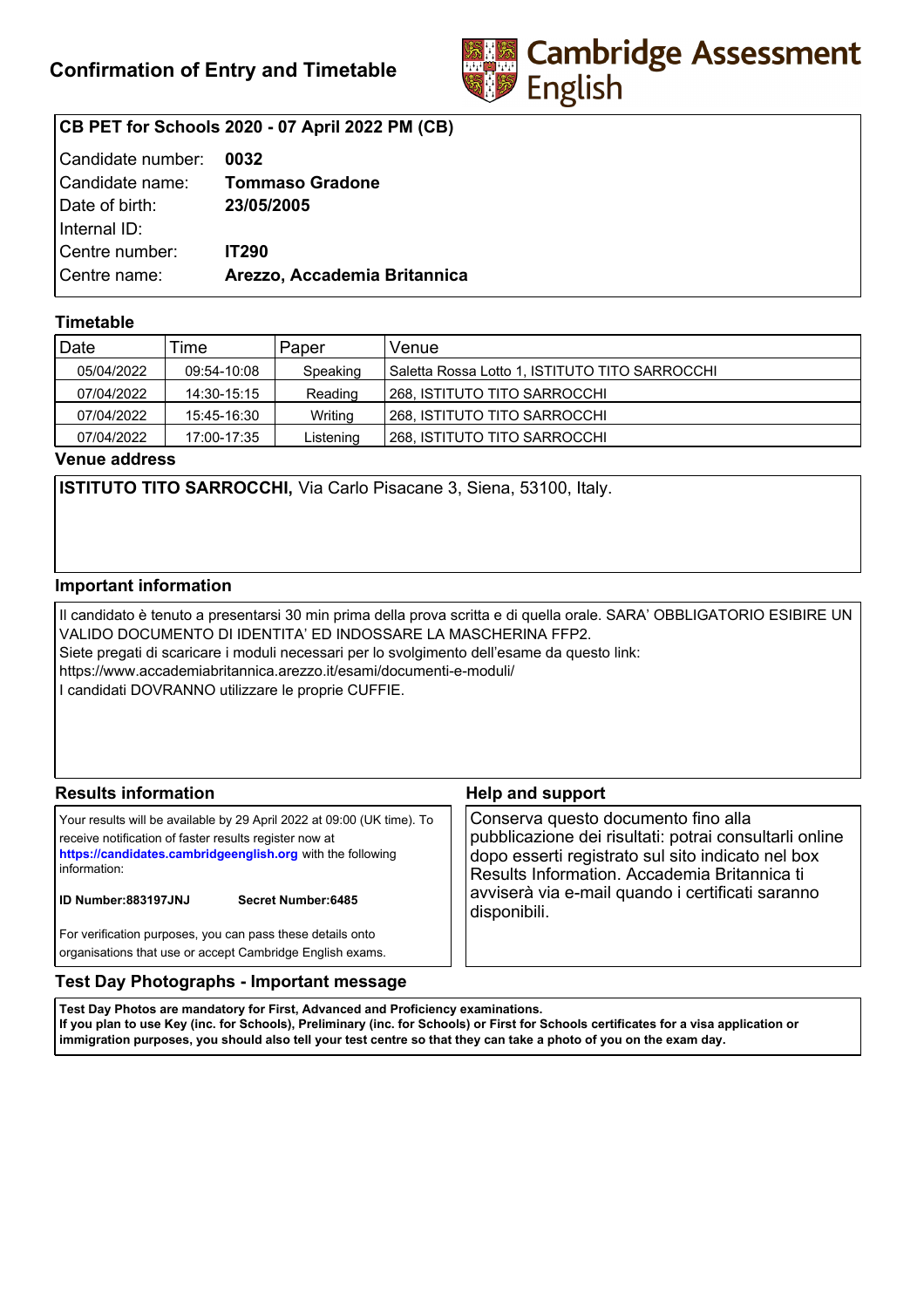# Confirmation of Entry and Timetable

Cambridge Assessment English

**CB PET for Schools 2020 - 07 April 2022 PM (CB)**

| | |
|---|---|
| Candidate number: | **0032** |
| Candidate name: | **Tommaso Gradone** |
| Date of birth: | **23/05/2005** |
| Internal ID: | |
| Centre number: | **IT290** |
| Centre name: | **Arezzo, Accademia Britannica** |

## Timetable

| Date | Time | Paper | Venue |
|---|---|---|---|
| 05/04/2022 | 09:54-10:08 | Speaking | Saletta Rossa Lotto 1, ISTITUTO TITO SARROCCHI |
| 07/04/2022 | 14:30-15:15 | Reading | 268, ISTITUTO TITO SARROCCHI |
| 07/04/2022 | 15:45-16:30 | Writing | 268, ISTITUTO TITO SARROCCHI |
| 07/04/2022 | 17:00-17:35 | Listening | 268, ISTITUTO TITO SARROCCHI |

## Venue address

**ISTITUTO TITO SARROCCHI,** Via Carlo Pisacane 3, Siena, 53100, Italy.

## Important information

Il candidato è tenuto a presentarsi 30 min prima della prova scritta e di quella orale. SARA' OBBLIGATORIO ESIBIRE UN VALIDO DOCUMENTO DI IDENTITA' ED INDOSSARE LA MASCHERINA FFP2.
Siete pregati di scaricare i moduli necessari per lo svolgimento dell'esame da questo link:
https://www.accademiabritannica.arezzo.it/esami/documenti-e-moduli/
I candidati DOVRANNO utilizzare le proprie CUFFIE.

## Results information

Your results will be available by 29 April 2022 at 09:00 (UK time). To receive notification of faster results register now at **https://candidates.cambridgeenglish.org** with the following information:

**ID Number:883197JNJ** **Secret Number:6485**

For verification purposes, you can pass these details onto organisations that use or accept Cambridge English exams.

## Help and support

Conserva questo documento fino alla pubblicazione dei risultati: potrai consultarli online dopo esserti registrato sul sito indicato nel box Results Information. Accademia Britannica ti avviserà via e-mail quando i certificati saranno disponibili.

## Test Day Photographs - Important message

**Test Day Photos are mandatory for First, Advanced and Proficiency examinations.**
**If you plan to use Key (inc. for Schools), Preliminary (inc. for Schools) or First for Schools certificates for a visa application or immigration purposes, you should also tell your test centre so that they can take a photo of you on the exam day.**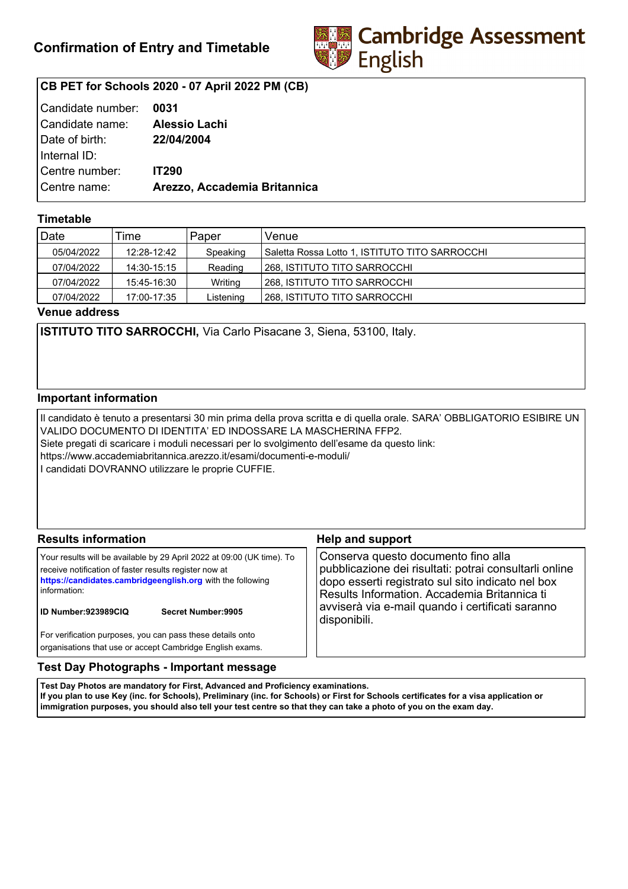# Confirmation of Entry and Timetable

Cambridge Assessment English

**CB PET for Schools 2020 - 07 April 2022 PM (CB)**

| | |
|---|---|
| Candidate number: | **0031** |
| Candidate name: | **Alessio Lachi** |
| Date of birth: | **22/04/2004** |
| Internal ID: | |
| Centre number: | **IT290** |
| Centre name: | **Arezzo, Accademia Britannica** |

## Timetable

| Date | Time | Paper | Venue |
|---|---|---|---|
| 05/04/2022 | 12:28-12:42 | Speaking | Saletta Rossa Lotto 1, ISTITUTO TITO SARROCCHI |
| 07/04/2022 | 14:30-15:15 | Reading | 268, ISTITUTO TITO SARROCCHI |
| 07/04/2022 | 15:45-16:30 | Writing | 268, ISTITUTO TITO SARROCCHI |
| 07/04/2022 | 17:00-17:35 | Listening | 268, ISTITUTO TITO SARROCCHI |

## Venue address

**ISTITUTO TITO SARROCCHI,** Via Carlo Pisacane 3, Siena, 53100, Italy.

## Important information

Il candidato è tenuto a presentarsi 30 min prima della prova scritta e di quella orale. SARA' OBBLIGATORIO ESIBIRE UN VALIDO DOCUMENTO DI IDENTITA' ED INDOSSARE LA MASCHERINA FFP2.
Siete pregati di scaricare i moduli necessari per lo svolgimento dell'esame da questo link:
https://www.accademiabritannica.arezzo.it/esami/documenti-e-moduli/
I candidati DOVRANNO utilizzare le proprie CUFFIE.

## Results information

Your results will be available by 29 April 2022 at 09:00 (UK time). To receive notification of faster results register now at **https://candidates.cambridgeenglish.org** with the following information:

**ID Number:923989CIQ** **Secret Number:9905**

For verification purposes, you can pass these details onto organisations that use or accept Cambridge English exams.

## Help and support

Conserva questo documento fino alla pubblicazione dei risultati: potrai consultarli online dopo esserti registrato sul sito indicato nel box Results Information. Accademia Britannica ti avviserà via e-mail quando i certificati saranno disponibili.

## Test Day Photographs - Important message

**Test Day Photos are mandatory for First, Advanced and Proficiency examinations.**
**If you plan to use Key (inc. for Schools), Preliminary (inc. for Schools) or First for Schools certificates for a visa application or immigration purposes, you should also tell your test centre so that they can take a photo of you on the exam day.**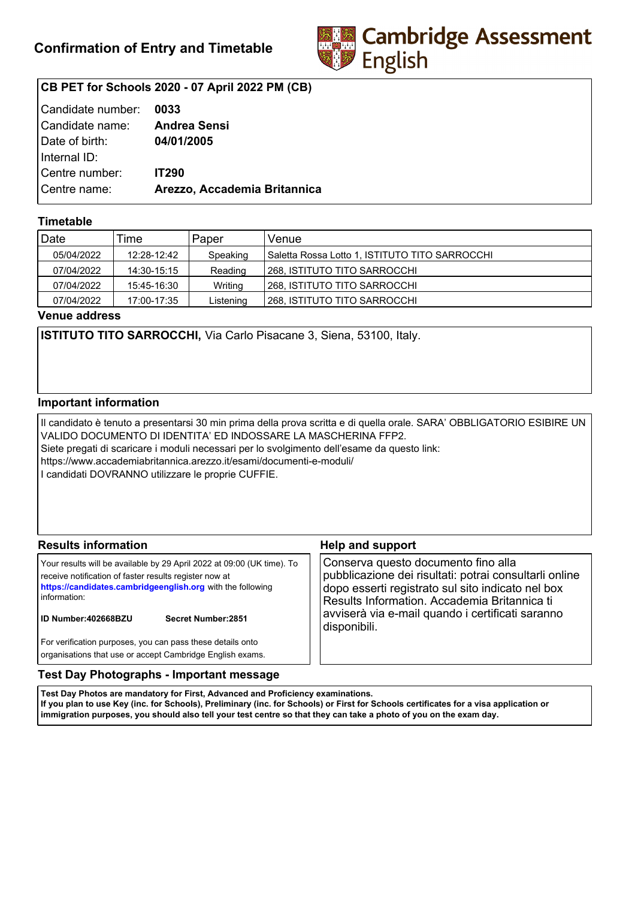# Confirmation of Entry and Timetable

**Cambridge Assessment English**

**CB PET for Schools 2020 - 07 April 2022 PM (CB)**

| | |
|---|---|
| Candidate number: | **0033** |
| Candidate name: | **Andrea Sensi** |
| Date of birth: | **04/01/2005** |
| Internal ID: | |
| Centre number: | **IT290** |
| Centre name: | **Arezzo, Accademia Britannica** |

## Timetable

| Date | Time | Paper | Venue |
|---|---|---|---|
| 05/04/2022 | 12:28-12:42 | Speaking | Saletta Rossa Lotto 1, ISTITUTO TITO SARROCCHI |
| 07/04/2022 | 14:30-15:15 | Reading | 268, ISTITUTO TITO SARROCCHI |
| 07/04/2022 | 15:45-16:30 | Writing | 268, ISTITUTO TITO SARROCCHI |
| 07/04/2022 | 17:00-17:35 | Listening | 268, ISTITUTO TITO SARROCCHI |

## Venue address

**ISTITUTO TITO SARROCCHI,** Via Carlo Pisacane 3, Siena, 53100, Italy.

## Important information

Il candidato è tenuto a presentarsi 30 min prima della prova scritta e di quella orale. SARA' OBBLIGATORIO ESIBIRE UN VALIDO DOCUMENTO DI IDENTITA' ED INDOSSARE LA MASCHERINA FFP2.
Siete pregati di scaricare i moduli necessari per lo svolgimento dell'esame da questo link:
https://www.accademiabritannica.arezzo.it/esami/documenti-e-moduli/
I candidati DOVRANNO utilizzare le proprie CUFFIE.

## Results information

Your results will be available by 29 April 2022 at 09:00 (UK time). To receive notification of faster results register now at **https://candidates.cambridgeenglish.org** with the following information:

**ID Number:402668BZU** **Secret Number:2851**

For verification purposes, you can pass these details onto organisations that use or accept Cambridge English exams.

## Help and support

Conserva questo documento fino alla pubblicazione dei risultati: potrai consultarli online dopo esserti registrato sul sito indicato nel box Results Information. Accademia Britannica ti avviserà via e-mail quando i certificati saranno disponibili.

## Test Day Photographs - Important message

**Test Day Photos are mandatory for First, Advanced and Proficiency examinations.**
**If you plan to use Key (inc. for Schools), Preliminary (inc. for Schools) or First for Schools certificates for a visa application or immigration purposes, you should also tell your test centre so that they can take a photo of you on the exam day.**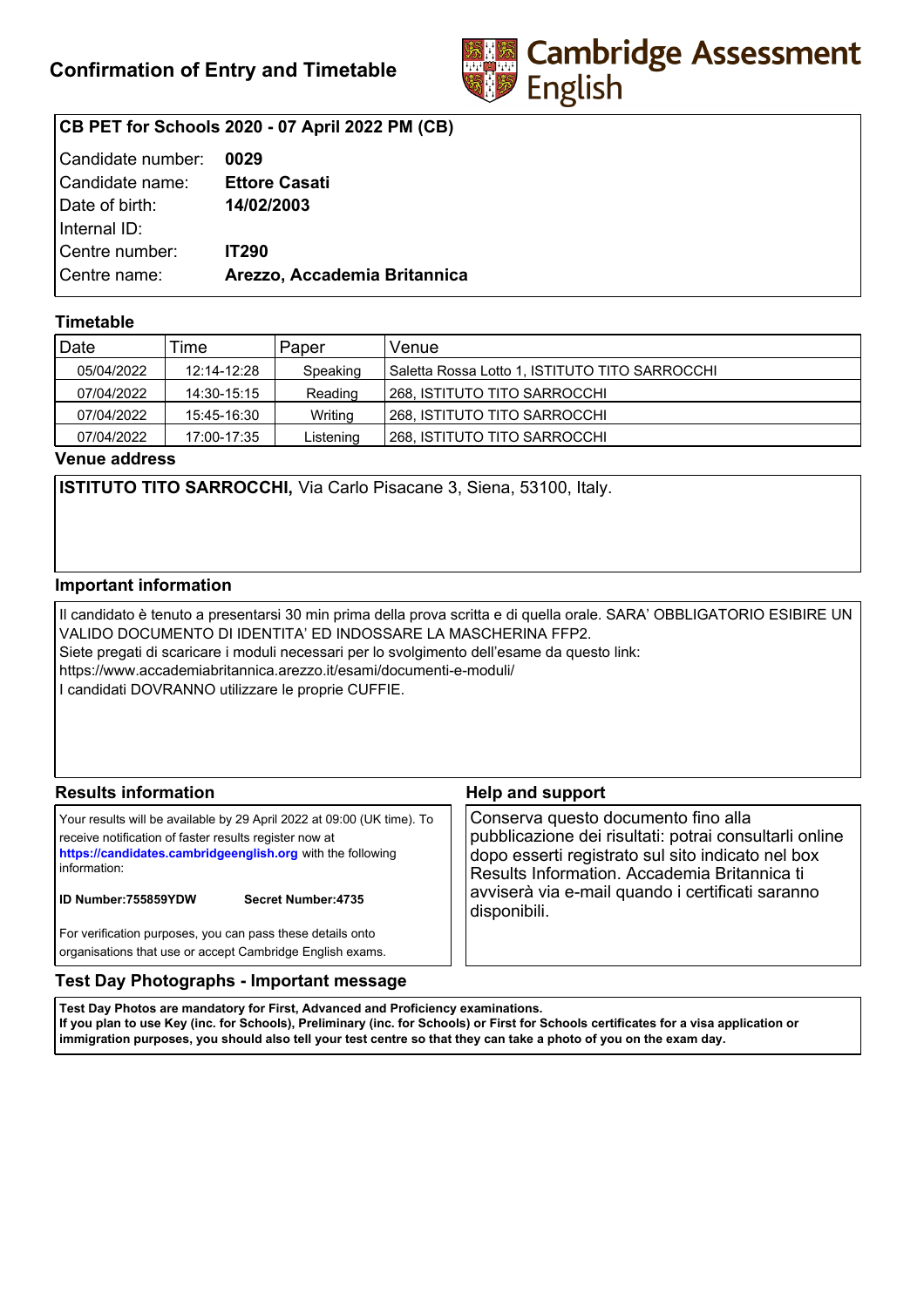## Confirmation of Entry and Timetable

Cambridge Assessment English

**CB PET for Schools 2020 - 07 April 2022 PM (CB)**

| | |
|---|---|
| Candidate number: | **0029** |
| Candidate name: | **Ettore Casati** |
| Date of birth: | **14/02/2003** |
| Internal ID: | |
| Centre number: | **IT290** |
| Centre name: | **Arezzo, Accademia Britannica** |

### Timetable

| Date | Time | Paper | Venue |
|---|---|---|---|
| 05/04/2022 | 12:14-12:28 | Speaking | Saletta Rossa Lotto 1, ISTITUTO TITO SARROCCHI |
| 07/04/2022 | 14:30-15:15 | Reading | 268, ISTITUTO TITO SARROCCHI |
| 07/04/2022 | 15:45-16:30 | Writing | 268, ISTITUTO TITO SARROCCHI |
| 07/04/2022 | 17:00-17:35 | Listening | 268, ISTITUTO TITO SARROCCHI |

### Venue address

**ISTITUTO TITO SARROCCHI,** Via Carlo Pisacane 3, Siena, 53100, Italy.

### Important information

Il candidato è tenuto a presentarsi 30 min prima della prova scritta e di quella orale. SARA' OBBLIGATORIO ESIBIRE UN VALIDO DOCUMENTO DI IDENTITA' ED INDOSSARE LA MASCHERINA FFP2.
Siete pregati di scaricare i moduli necessari per lo svolgimento dell'esame da questo link:
https://www.accademiabritannica.arezzo.it/esami/documenti-e-moduli/
I candidati DOVRANNO utilizzare le proprie CUFFIE.

### Results information

Your results will be available by 29 April 2022 at 09:00 (UK time). To receive notification of faster results register now at **https://candidates.cambridgeenglish.org** with the following information:

**ID Number:755859YDW** **Secret Number:4735**

For verification purposes, you can pass these details onto organisations that use or accept Cambridge English exams.

### Help and support

Conserva questo documento fino alla pubblicazione dei risultati: potrai consultarli online dopo esserti registrato sul sito indicato nel box Results Information. Accademia Britannica ti avviserà via e-mail quando i certificati saranno disponibili.

### Test Day Photographs - Important message

**Test Day Photos are mandatory for First, Advanced and Proficiency examinations.**
**If you plan to use Key (inc. for Schools), Preliminary (inc. for Schools) or First for Schools certificates for a visa application or immigration purposes, you should also tell your test centre so that they can take a photo of you on the exam day.**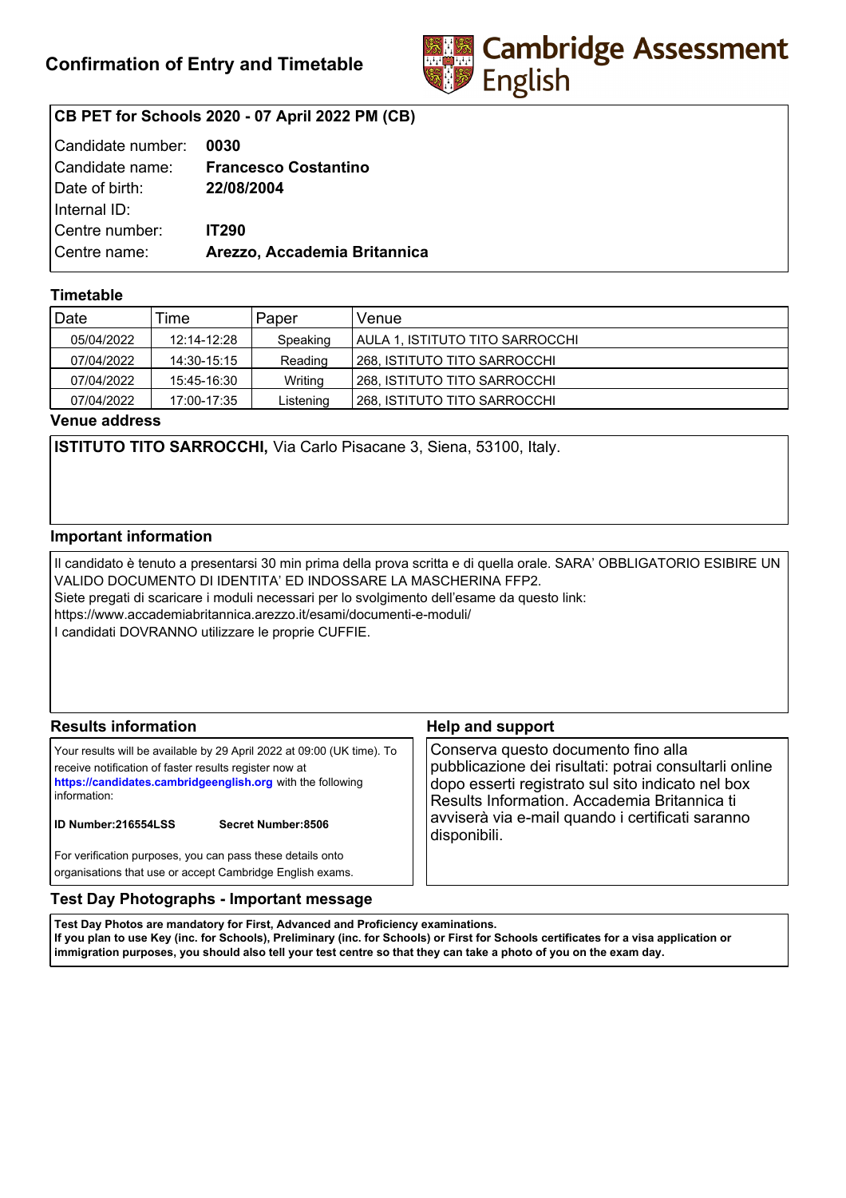# Confirmation of Entry and Timetable

Cambridge Assessment English

**CB PET for Schools 2020 - 07 April 2022 PM (CB)**

| | |
|---|---|
| Candidate number: | **0030** |
| Candidate name: | **Francesco Costantino** |
| Date of birth: | **22/08/2004** |
| Internal ID: | |
| Centre number: | **IT290** |
| Centre name: | **Arezzo, Accademia Britannica** |

## Timetable

| Date | Time | Paper | Venue |
|---|---|---|---|
| 05/04/2022 | 12:14-12:28 | Speaking | AULA 1, ISTITUTO TITO SARROCCHI |
| 07/04/2022 | 14:30-15:15 | Reading | 268, ISTITUTO TITO SARROCCHI |
| 07/04/2022 | 15:45-16:30 | Writing | 268, ISTITUTO TITO SARROCCHI |
| 07/04/2022 | 17:00-17:35 | Listening | 268, ISTITUTO TITO SARROCCHI |

## Venue address

**ISTITUTO TITO SARROCCHI,** Via Carlo Pisacane 3, Siena, 53100, Italy.

## Important information

Il candidato è tenuto a presentarsi 30 min prima della prova scritta e di quella orale. SARA' OBBLIGATORIO ESIBIRE UN VALIDO DOCUMENTO DI IDENTITA' ED INDOSSARE LA MASCHERINA FFP2.
Siete pregati di scaricare i moduli necessari per lo svolgimento dell'esame da questo link:
https://www.accademiabritannica.arezzo.it/esami/documenti-e-moduli/
I candidati DOVRANNO utilizzare le proprie CUFFIE.

## Results information

Your results will be available by 29 April 2022 at 09:00 (UK time). To receive notification of faster results register now at **https://candidates.cambridgeenglish.org** with the following information:

**ID Number:216554LSS** **Secret Number:8506**

For verification purposes, you can pass these details onto organisations that use or accept Cambridge English exams.

## Help and support

Conserva questo documento fino alla pubblicazione dei risultati: potrai consultarli online dopo esserti registrato sul sito indicato nel box Results Information. Accademia Britannica ti avviserà via e-mail quando i certificati saranno disponibili.

## Test Day Photographs - Important message

**Test Day Photos are mandatory for First, Advanced and Proficiency examinations.**
**If you plan to use Key (inc. for Schools), Preliminary (inc. for Schools) or First for Schools certificates for a visa application or immigration purposes, you should also tell your test centre so that they can take a photo of you on the exam day.**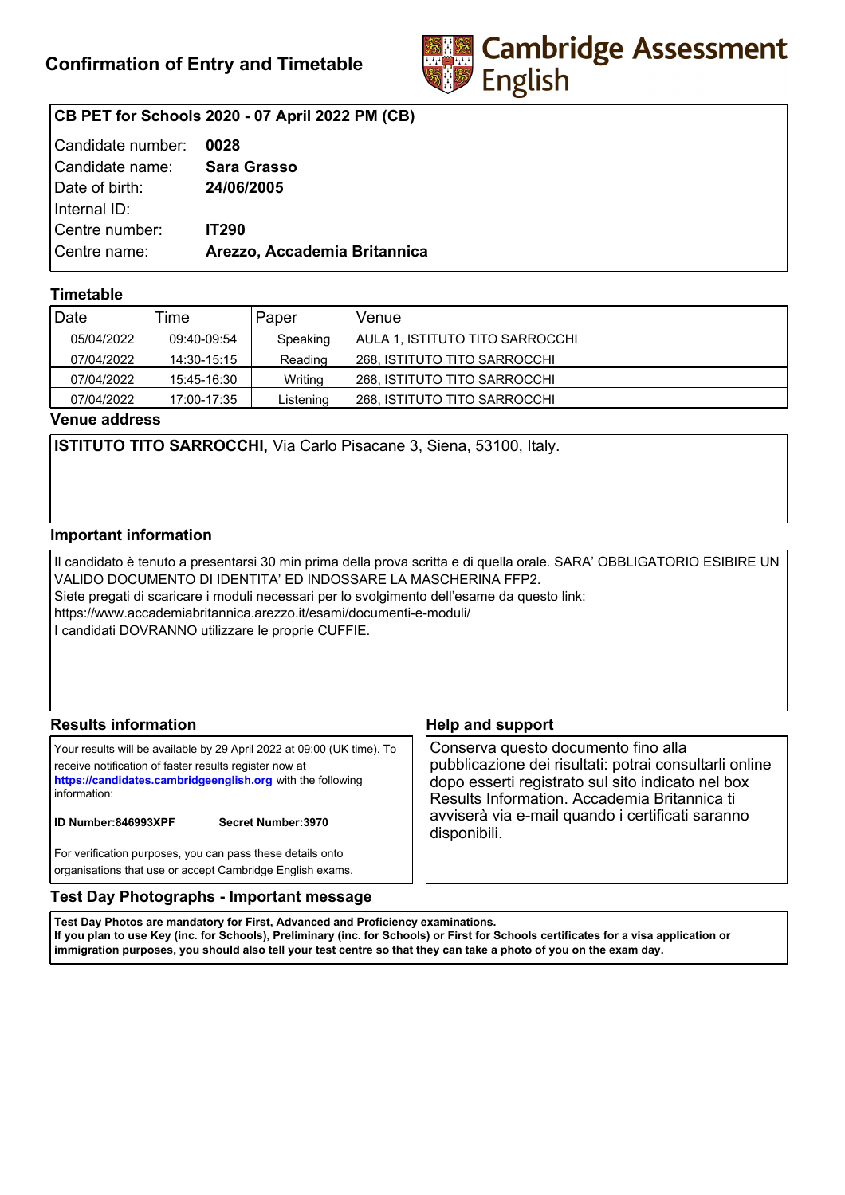# Confirmation of Entry and Timetable

**Cambridge Assessment English**

## CB PET for Schools 2020 - 07 April 2022 PM (CB)

| | |
|---|---|
| Candidate number: | **0028** |
| Candidate name: | **Sara Grasso** |
| Date of birth: | **24/06/2005** |
| Internal ID: | |
| Centre number: | **IT290** |
| Centre name: | **Arezzo, Accademia Britannica** |

## Timetable

| Date | Time | Paper | Venue |
|---|---|---|---|
| 05/04/2022 | 09:40-09:54 | Speaking | AULA 1, ISTITUTO TITO SARROCCHI |
| 07/04/2022 | 14:30-15:15 | Reading | 268, ISTITUTO TITO SARROCCHI |
| 07/04/2022 | 15:45-16:30 | Writing | 268, ISTITUTO TITO SARROCCHI |
| 07/04/2022 | 17:00-17:35 | Listening | 268, ISTITUTO TITO SARROCCHI |

## Venue address

**ISTITUTO TITO SARROCCHI,** Via Carlo Pisacane 3, Siena, 53100, Italy.

## Important information

Il candidato è tenuto a presentarsi 30 min prima della prova scritta e di quella orale. SARA' OBBLIGATORIO ESIBIRE UN VALIDO DOCUMENTO DI IDENTITA' ED INDOSSARE LA MASCHERINA FFP2.
Siete pregati di scaricare i moduli necessari per lo svolgimento dell'esame da questo link:
https://www.accademiabritannica.arezzo.it/esami/documenti-e-moduli/
I candidati DOVRANNO utilizzare le proprie CUFFIE.

## Results information

Your results will be available by 29 April 2022 at 09:00 (UK time). To receive notification of faster results register now at **https://candidates.cambridgeenglish.org** with the following information:

**ID Number:846993XPF** **Secret Number:3970**

For verification purposes, you can pass these details onto organisations that use or accept Cambridge English exams.

## Help and support

Conserva questo documento fino alla pubblicazione dei risultati: potrai consultarli online dopo esserti registrato sul sito indicato nel box Results Information. Accademia Britannica ti avviserà via e-mail quando i certificati saranno disponibili.

## Test Day Photographs - Important message

**Test Day Photos are mandatory for First, Advanced and Proficiency examinations.**
**If you plan to use Key (inc. for Schools), Preliminary (inc. for Schools) or First for Schools certificates for a visa application or immigration purposes, you should also tell your test centre so that they can take a photo of you on the exam day.**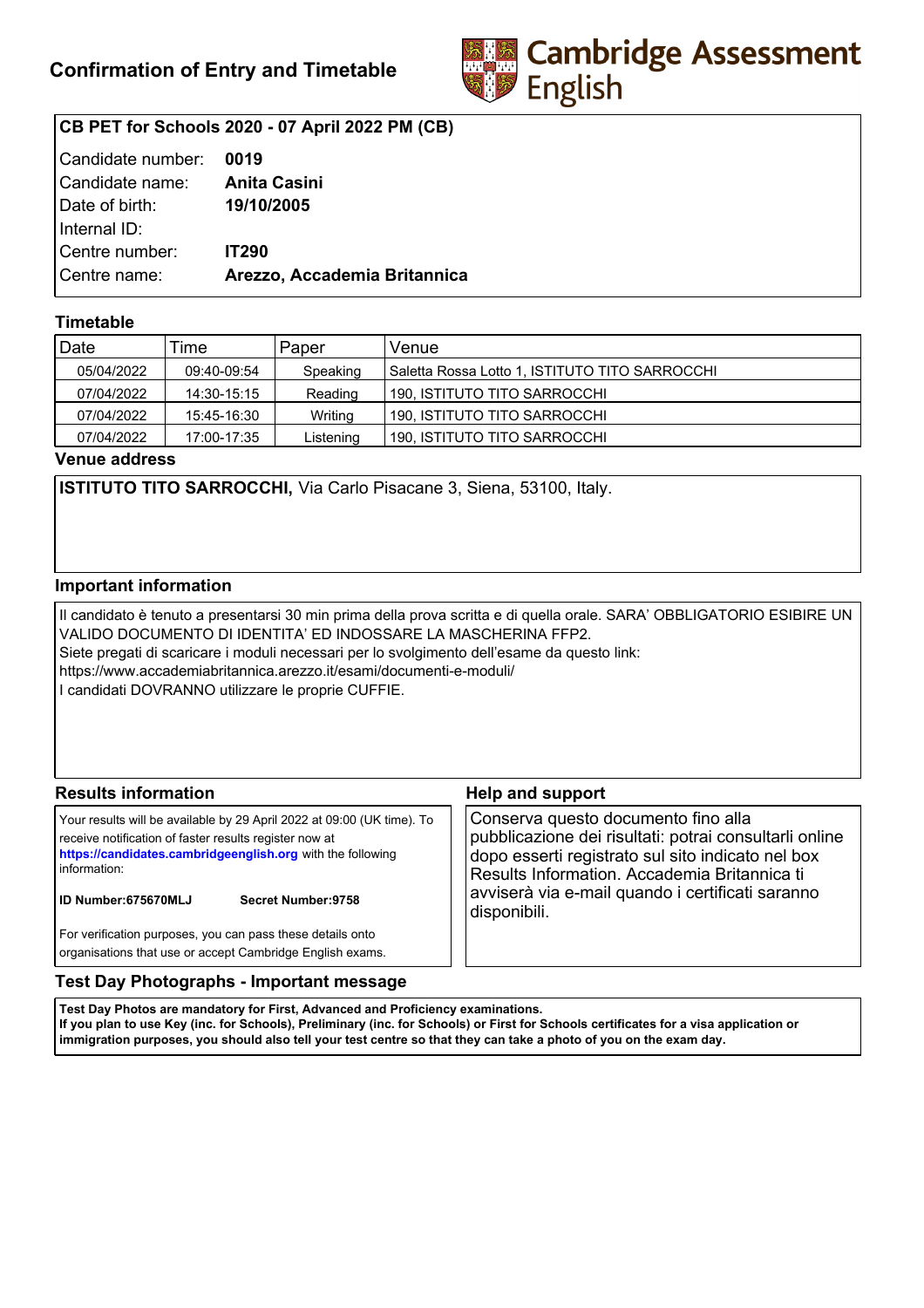# Confirmation of Entry and Timetable

Cambridge Assessment English

**CB PET for Schools 2020 - 07 April 2022 PM (CB)**

| | |
|---|---|
| Candidate number: | **0019** |
| Candidate name: | **Anita Casini** |
| Date of birth: | **19/10/2005** |
| Internal ID: | |
| Centre number: | **IT290** |
| Centre name: | **Arezzo, Accademia Britannica** |

## Timetable

| Date | Time | Paper | Venue |
|---|---|---|---|
| 05/04/2022 | 09:40-09:54 | Speaking | Saletta Rossa Lotto 1, ISTITUTO TITO SARROCCHI |
| 07/04/2022 | 14:30-15:15 | Reading | 190, ISTITUTO TITO SARROCCHI |
| 07/04/2022 | 15:45-16:30 | Writing | 190, ISTITUTO TITO SARROCCHI |
| 07/04/2022 | 17:00-17:35 | Listening | 190, ISTITUTO TITO SARROCCHI |

## Venue address

**ISTITUTO TITO SARROCCHI,** Via Carlo Pisacane 3, Siena, 53100, Italy.

## Important information

Il candidato è tenuto a presentarsi 30 min prima della prova scritta e di quella orale. SARA' OBBLIGATORIO ESIBIRE UN VALIDO DOCUMENTO DI IDENTITA' ED INDOSSARE LA MASCHERINA FFP2.
Siete pregati di scaricare i moduli necessari per lo svolgimento dell'esame da questo link:
https://www.accademiabritannica.arezzo.it/esami/documenti-e-moduli/
I candidati DOVRANNO utilizzare le proprie CUFFIE.

## Results information

Your results will be available by 29 April 2022 at 09:00 (UK time). To receive notification of faster results register now at **https://candidates.cambridgeenglish.org** with the following information:

**ID Number:675670MLJ** **Secret Number:9758**

For verification purposes, you can pass these details onto organisations that use or accept Cambridge English exams.

## Help and support

Conserva questo documento fino alla pubblicazione dei risultati: potrai consultarli online dopo esserti registrato sul sito indicato nel box Results Information. Accademia Britannica ti avviserà via e-mail quando i certificati saranno disponibili.

## Test Day Photographs - Important message

**Test Day Photos are mandatory for First, Advanced and Proficiency examinations.**
**If you plan to use Key (inc. for Schools), Preliminary (inc. for Schools) or First for Schools certificates for a visa application or immigration purposes, you should also tell your test centre so that they can take a photo of you on the exam day.**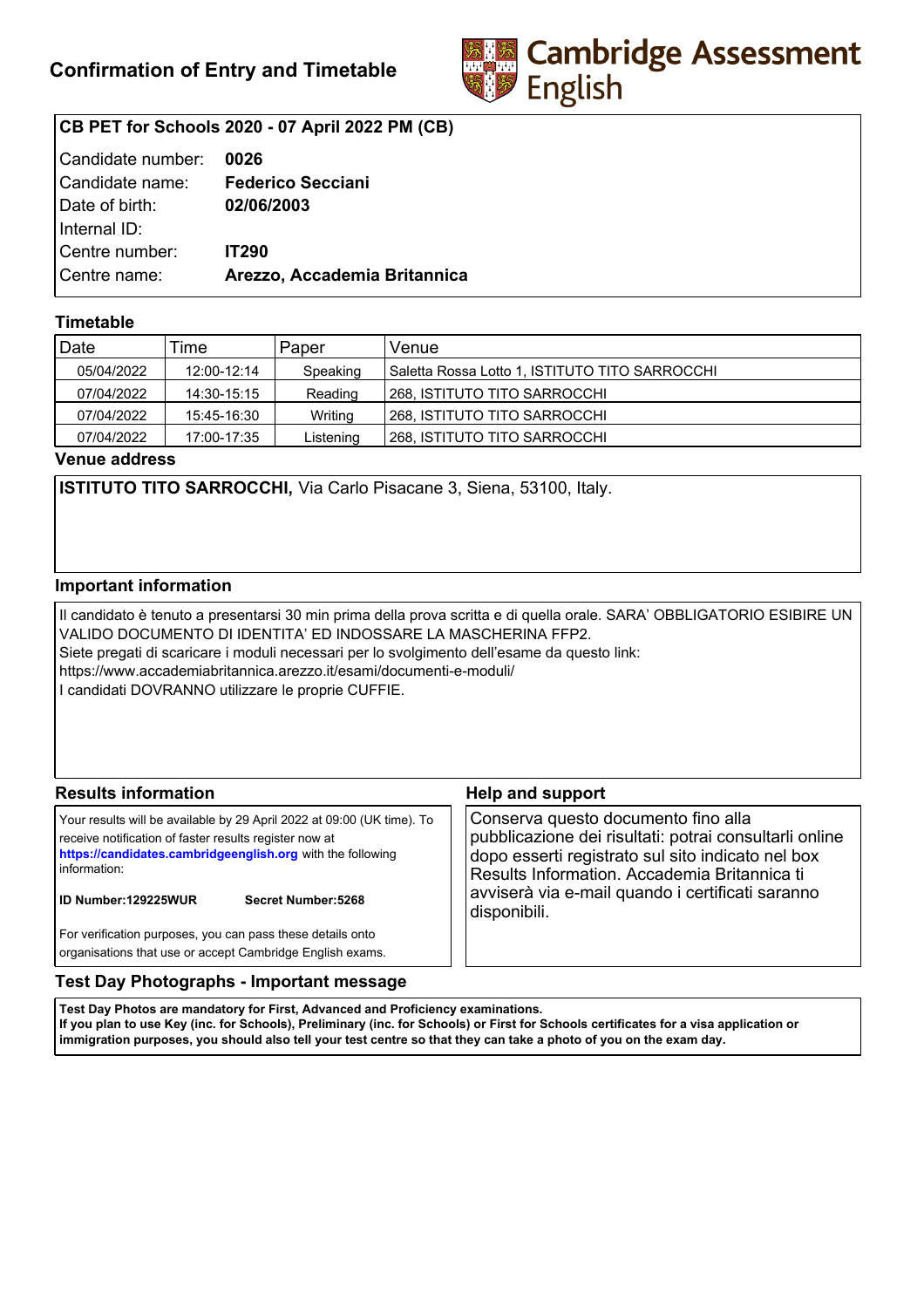# Confirmation of Entry and Timetable

Cambridge Assessment English

**CB PET for Schools 2020 - 07 April 2022 PM (CB)**

| | |
|---|---|
| Candidate number: | **0026** |
| Candidate name: | **Federico Secciani** |
| Date of birth: | **02/06/2003** |
| Internal ID: | |
| Centre number: | **IT290** |
| Centre name: | **Arezzo, Accademia Britannica** |

## Timetable

| Date | Time | Paper | Venue |
|---|---|---|---|
| 05/04/2022 | 12:00-12:14 | Speaking | Saletta Rossa Lotto 1, ISTITUTO TITO SARROCCHI |
| 07/04/2022 | 14:30-15:15 | Reading | 268, ISTITUTO TITO SARROCCHI |
| 07/04/2022 | 15:45-16:30 | Writing | 268, ISTITUTO TITO SARROCCHI |
| 07/04/2022 | 17:00-17:35 | Listening | 268, ISTITUTO TITO SARROCCHI |

## Venue address

**ISTITUTO TITO SARROCCHI,** Via Carlo Pisacane 3, Siena, 53100, Italy.

## Important information

Il candidato è tenuto a presentarsi 30 min prima della prova scritta e di quella orale. SARA' OBBLIGATORIO ESIBIRE UN VALIDO DOCUMENTO DI IDENTITA' ED INDOSSARE LA MASCHERINA FFP2.
Siete pregati di scaricare i moduli necessari per lo svolgimento dell'esame da questo link:
https://www.accademiabritannica.arezzo.it/esami/documenti-e-moduli/
I candidati DOVRANNO utilizzare le proprie CUFFIE.

## Results information

Your results will be available by 29 April 2022 at 09:00 (UK time). To receive notification of faster results register now at **https://candidates.cambridgeenglish.org** with the following information:

**ID Number:129225WUR** **Secret Number:5268**

For verification purposes, you can pass these details onto organisations that use or accept Cambridge English exams.

## Help and support

Conserva questo documento fino alla pubblicazione dei risultati: potrai consultarli online dopo esserti registrato sul sito indicato nel box Results Information. Accademia Britannica ti avviserà via e-mail quando i certificati saranno disponibili.

## Test Day Photographs - Important message

**Test Day Photos are mandatory for First, Advanced and Proficiency examinations.**
**If you plan to use Key (inc. for Schools), Preliminary (inc. for Schools) or First for Schools certificates for a visa application or immigration purposes, you should also tell your test centre so that they can take a photo of you on the exam day.**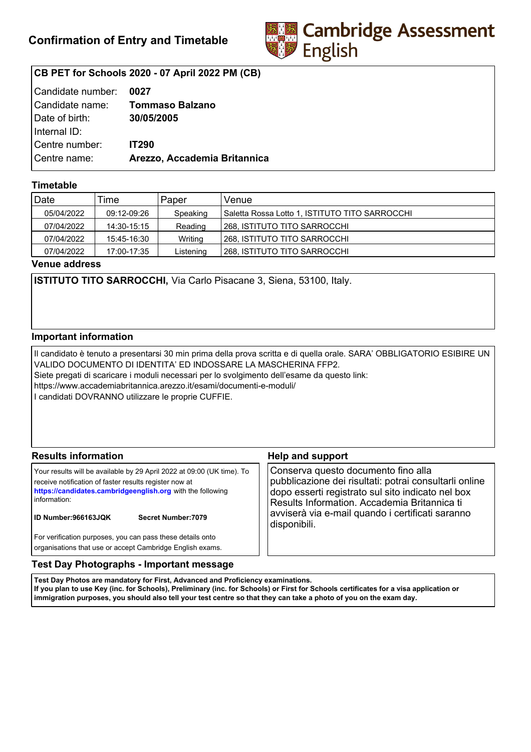# Confirmation of Entry and Timetable

Cambridge Assessment English

**CB PET for Schools 2020 - 07 April 2022 PM (CB)**

| | |
|---|---|
| Candidate number: | **0027** |
| Candidate name: | **Tommaso Balzano** |
| Date of birth: | **30/05/2005** |
| Internal ID: | |
| Centre number: | **IT290** |
| Centre name: | **Arezzo, Accademia Britannica** |

## Timetable

| Date | Time | Paper | Venue |
|---|---|---|---|
| 05/04/2022 | 09:12-09:26 | Speaking | Saletta Rossa Lotto 1, ISTITUTO TITO SARROCCHI |
| 07/04/2022 | 14:30-15:15 | Reading | 268, ISTITUTO TITO SARROCCHI |
| 07/04/2022 | 15:45-16:30 | Writing | 268, ISTITUTO TITO SARROCCHI |
| 07/04/2022 | 17:00-17:35 | Listening | 268, ISTITUTO TITO SARROCCHI |

## Venue address

**ISTITUTO TITO SARROCCHI,** Via Carlo Pisacane 3, Siena, 53100, Italy.

## Important information

Il candidato è tenuto a presentarsi 30 min prima della prova scritta e di quella orale. SARA' OBBLIGATORIO ESIBIRE UN VALIDO DOCUMENTO DI IDENTITA' ED INDOSSARE LA MASCHERINA FFP2.
Siete pregati di scaricare i moduli necessari per lo svolgimento dell'esame da questo link:
https://www.accademiabritannica.arezzo.it/esami/documenti-e-moduli/
I candidati DOVRANNO utilizzare le proprie CUFFIE.

## Results information

Your results will be available by 29 April 2022 at 09:00 (UK time). To receive notification of faster results register now at **https://candidates.cambridgeenglish.org** with the following information:

**ID Number:966163JQK** **Secret Number:7079**

For verification purposes, you can pass these details onto organisations that use or accept Cambridge English exams.

## Help and support

Conserva questo documento fino alla pubblicazione dei risultati: potrai consultarli online dopo esserti registrato sul sito indicato nel box Results Information. Accademia Britannica ti avviserà via e-mail quando i certificati saranno disponibili.

## Test Day Photographs - Important message

**Test Day Photos are mandatory for First, Advanced and Proficiency examinations.**
**If you plan to use Key (inc. for Schools), Preliminary (inc. for Schools) or First for Schools certificates for a visa application or immigration purposes, you should also tell your test centre so that they can take a photo of you on the exam day.**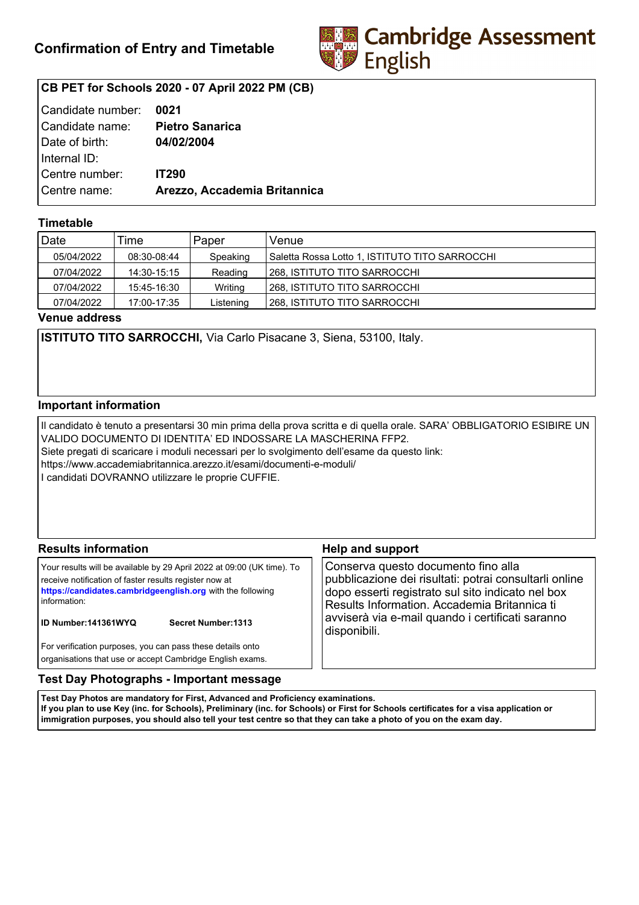# Confirmation of Entry and Timetable

Cambridge Assessment English

**CB PET for Schools 2020 - 07 April 2022 PM (CB)**

| | |
|---|---|
| Candidate number: | **0021** |
| Candidate name: | **Pietro Sanarica** |
| Date of birth: | **04/02/2004** |
| Internal ID: | |
| Centre number: | **IT290** |
| Centre name: | **Arezzo, Accademia Britannica** |

## Timetable

| Date | Time | Paper | Venue |
|---|---|---|---|
| 05/04/2022 | 08:30-08:44 | Speaking | Saletta Rossa Lotto 1, ISTITUTO TITO SARROCCHI |
| 07/04/2022 | 14:30-15:15 | Reading | 268, ISTITUTO TITO SARROCCHI |
| 07/04/2022 | 15:45-16:30 | Writing | 268, ISTITUTO TITO SARROCCHI |
| 07/04/2022 | 17:00-17:35 | Listening | 268, ISTITUTO TITO SARROCCHI |

## Venue address

**ISTITUTO TITO SARROCCHI,** Via Carlo Pisacane 3, Siena, 53100, Italy.

## Important information

Il candidato è tenuto a presentarsi 30 min prima della prova scritta e di quella orale. SARA' OBBLIGATORIO ESIBIRE UN VALIDO DOCUMENTO DI IDENTITA' ED INDOSSARE LA MASCHERINA FFP2.
Siete pregati di scaricare i moduli necessari per lo svolgimento dell'esame da questo link:
https://www.accademiabritannica.arezzo.it/esami/documenti-e-moduli/
I candidati DOVRANNO utilizzare le proprie CUFFIE.

## Results information

Your results will be available by 29 April 2022 at 09:00 (UK time). To receive notification of faster results register now at **https://candidates.cambridgeenglish.org** with the following information:

**ID Number:141361WYQ** **Secret Number:1313**

For verification purposes, you can pass these details onto organisations that use or accept Cambridge English exams.

## Help and support

Conserva questo documento fino alla pubblicazione dei risultati: potrai consultarli online dopo esserti registrato sul sito indicato nel box Results Information. Accademia Britannica ti avviserà via e-mail quando i certificati saranno disponibili.

## Test Day Photographs - Important message

**Test Day Photos are mandatory for First, Advanced and Proficiency examinations.**
**If you plan to use Key (inc. for Schools), Preliminary (inc. for Schools) or First for Schools certificates for a visa application or immigration purposes, you should also tell your test centre so that they can take a photo of you on the exam day.**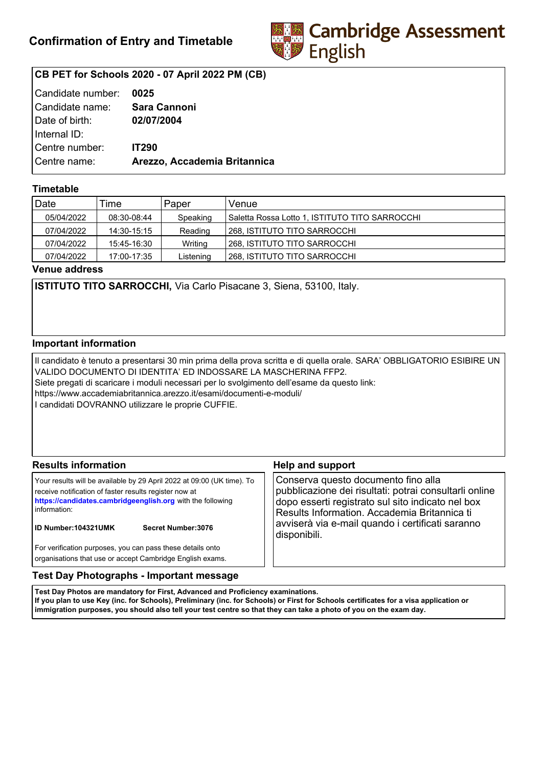# Confirmation of Entry and Timetable

Cambridge Assessment English

**CB PET for Schools 2020 - 07 April 2022 PM (CB)**

| | |
|---|---|
| Candidate number: | **0025** |
| Candidate name: | **Sara Cannoni** |
| Date of birth: | **02/07/2004** |
| Internal ID: | |
| Centre number: | **IT290** |
| Centre name: | **Arezzo, Accademia Britannica** |

## Timetable

| Date | Time | Paper | Venue |
|---|---|---|---|
| 05/04/2022 | 08:30-08:44 | Speaking | Saletta Rossa Lotto 1, ISTITUTO TITO SARROCCHI |
| 07/04/2022 | 14:30-15:15 | Reading | 268, ISTITUTO TITO SARROCCHI |
| 07/04/2022 | 15:45-16:30 | Writing | 268, ISTITUTO TITO SARROCCHI |
| 07/04/2022 | 17:00-17:35 | Listening | 268, ISTITUTO TITO SARROCCHI |

## Venue address

**ISTITUTO TITO SARROCCHI,** Via Carlo Pisacane 3, Siena, 53100, Italy.

## Important information

Il candidato è tenuto a presentarsi 30 min prima della prova scritta e di quella orale. SARA' OBBLIGATORIO ESIBIRE UN VALIDO DOCUMENTO DI IDENTITA' ED INDOSSARE LA MASCHERINA FFP2.
Siete pregati di scaricare i moduli necessari per lo svolgimento dell'esame da questo link:
https://www.accademiabritannica.arezzo.it/esami/documenti-e-moduli/
I candidati DOVRANNO utilizzare le proprie CUFFIE.

## Results information

Your results will be available by 29 April 2022 at 09:00 (UK time). To receive notification of faster results register now at **https://candidates.cambridgeenglish.org** with the following information:

**ID Number:104321UMK** **Secret Number:3076**

For verification purposes, you can pass these details onto organisations that use or accept Cambridge English exams.

## Help and support

Conserva questo documento fino alla pubblicazione dei risultati: potrai consultarli online dopo esserti registrato sul sito indicato nel box Results Information. Accademia Britannica ti avviserà via e-mail quando i certificati saranno disponibili.

## Test Day Photographs - Important message

**Test Day Photos are mandatory for First, Advanced and Proficiency examinations.**
**If you plan to use Key (inc. for Schools), Preliminary (inc. for Schools) or First for Schools certificates for a visa application or immigration purposes, you should also tell your test centre so that they can take a photo of you on the exam day.**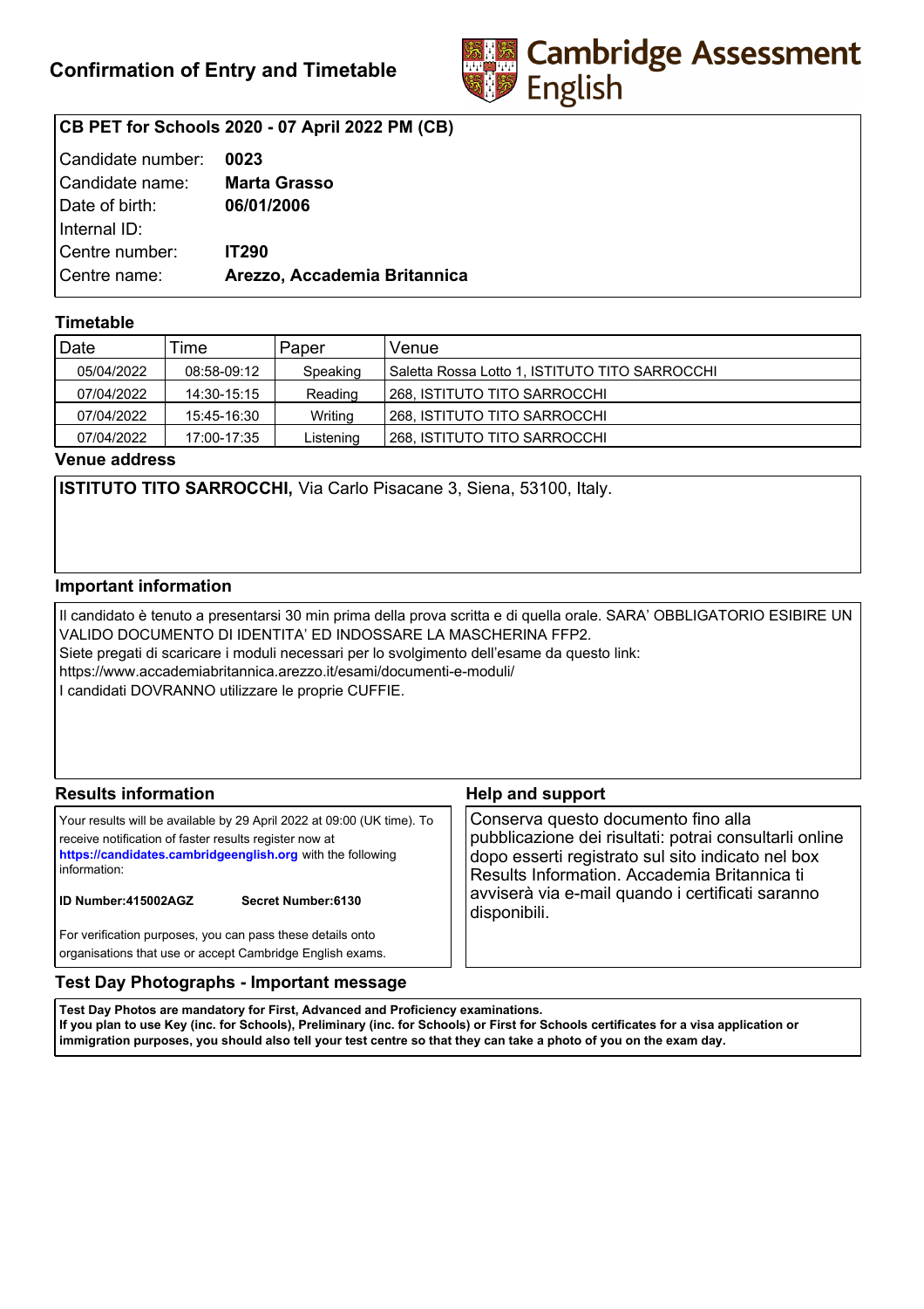# Confirmation of Entry and Timetable

Cambridge Assessment English

**CB PET for Schools 2020 - 07 April 2022 PM (CB)**

| | |
|---|---|
| Candidate number: | **0023** |
| Candidate name: | **Marta Grasso** |
| Date of birth: | **06/01/2006** |
| Internal ID: | |
| Centre number: | **IT290** |
| Centre name: | **Arezzo, Accademia Britannica** |

## Timetable

| Date | Time | Paper | Venue |
|---|---|---|---|
| 05/04/2022 | 08:58-09:12 | Speaking | Saletta Rossa Lotto 1, ISTITUTO TITO SARROCCHI |
| 07/04/2022 | 14:30-15:15 | Reading | 268, ISTITUTO TITO SARROCCHI |
| 07/04/2022 | 15:45-16:30 | Writing | 268, ISTITUTO TITO SARROCCHI |
| 07/04/2022 | 17:00-17:35 | Listening | 268, ISTITUTO TITO SARROCCHI |

## Venue address

**ISTITUTO TITO SARROCCHI,** Via Carlo Pisacane 3, Siena, 53100, Italy.

## Important information

Il candidato è tenuto a presentarsi 30 min prima della prova scritta e di quella orale. SARA' OBBLIGATORIO ESIBIRE UN VALIDO DOCUMENTO DI IDENTITA' ED INDOSSARE LA MASCHERINA FFP2.
Siete pregati di scaricare i moduli necessari per lo svolgimento dell'esame da questo link:
https://www.accademiabritannica.arezzo.it/esami/documenti-e-moduli/
I candidati DOVRANNO utilizzare le proprie CUFFIE.

## Results information

Your results will be available by 29 April 2022 at 09:00 (UK time). To receive notification of faster results register now at **https://candidates.cambridgeenglish.org** with the following information:

**ID Number:415002AGZ** **Secret Number:6130**

For verification purposes, you can pass these details onto organisations that use or accept Cambridge English exams.

## Help and support

Conserva questo documento fino alla pubblicazione dei risultati: potrai consultarli online dopo esserti registrato sul sito indicato nel box Results Information. Accademia Britannica ti avviserà via e-mail quando i certificati saranno disponibili.

## Test Day Photographs - Important message

**Test Day Photos are mandatory for First, Advanced and Proficiency examinations.**
**If you plan to use Key (inc. for Schools), Preliminary (inc. for Schools) or First for Schools certificates for a visa application or immigration purposes, you should also tell your test centre so that they can take a photo of you on the exam day.**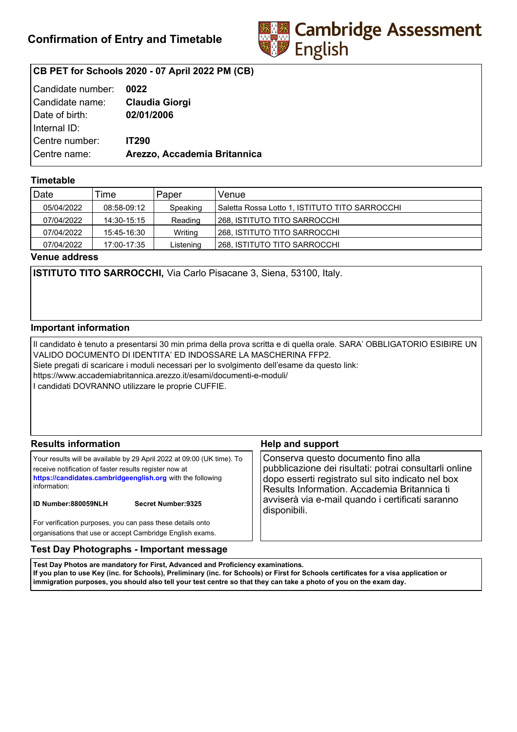# Confirmation of Entry and Timetable

Cambridge Assessment English

**CB PET for Schools 2020 - 07 April 2022 PM (CB)**

| | |
|---|---|
| Candidate number: | **0022** |
| Candidate name: | **Claudia Giorgi** |
| Date of birth: | **02/01/2006** |
| Internal ID: | |
| Centre number: | **IT290** |
| Centre name: | **Arezzo, Accademia Britannica** |

## Timetable

| Date | Time | Paper | Venue |
|---|---|---|---|
| 05/04/2022 | 08:58-09:12 | Speaking | Saletta Rossa Lotto 1, ISTITUTO TITO SARROCCHI |
| 07/04/2022 | 14:30-15:15 | Reading | 268, ISTITUTO TITO SARROCCHI |
| 07/04/2022 | 15:45-16:30 | Writing | 268, ISTITUTO TITO SARROCCHI |
| 07/04/2022 | 17:00-17:35 | Listening | 268, ISTITUTO TITO SARROCCHI |

## Venue address

**ISTITUTO TITO SARROCCHI,** Via Carlo Pisacane 3, Siena, 53100, Italy.

## Important information

Il candidato è tenuto a presentarsi 30 min prima della prova scritta e di quella orale. SARA' OBBLIGATORIO ESIBIRE UN VALIDO DOCUMENTO DI IDENTITA' ED INDOSSARE LA MASCHERINA FFP2.
Siete pregati di scaricare i moduli necessari per lo svolgimento dell'esame da questo link:
https://www.accademiabritannica.arezzo.it/esami/documenti-e-moduli/
I candidati DOVRANNO utilizzare le proprie CUFFIE.

## Results information

Your results will be available by 29 April 2022 at 09:00 (UK time). To receive notification of faster results register now at **https://candidates.cambridgeenglish.org** with the following information:

**ID Number:880059NLH** **Secret Number:9325**

For verification purposes, you can pass these details onto organisations that use or accept Cambridge English exams.

## Help and support

Conserva questo documento fino alla pubblicazione dei risultati: potrai consultarli online dopo esserti registrato sul sito indicato nel box Results Information. Accademia Britannica ti avviserà via e-mail quando i certificati saranno disponibili.

## Test Day Photographs - Important message

**Test Day Photos are mandatory for First, Advanced and Proficiency examinations.**
**If you plan to use Key (inc. for Schools), Preliminary (inc. for Schools) or First for Schools certificates for a visa application or immigration purposes, you should also tell your test centre so that they can take a photo of you on the exam day.**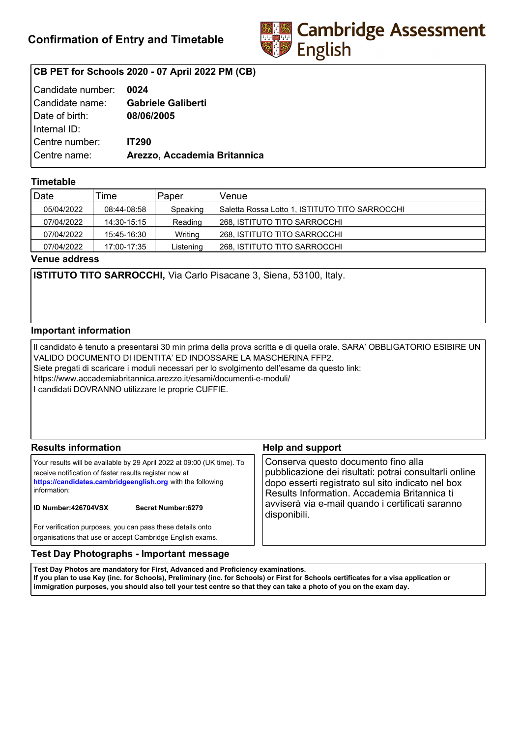# Confirmation of Entry and Timetable

Cambridge Assessment English

**CB PET for Schools 2020 - 07 April 2022 PM (CB)**

| | |
|---|---|
| Candidate number: | **0024** |
| Candidate name: | **Gabriele Galiberti** |
| Date of birth: | **08/06/2005** |
| Internal ID: | |
| Centre number: | **IT290** |
| Centre name: | **Arezzo, Accademia Britannica** |

## Timetable

| Date | Time | Paper | Venue |
|---|---|---|---|
| 05/04/2022 | 08:44-08:58 | Speaking | Saletta Rossa Lotto 1, ISTITUTO TITO SARROCCHI |
| 07/04/2022 | 14:30-15:15 | Reading | 268, ISTITUTO TITO SARROCCHI |
| 07/04/2022 | 15:45-16:30 | Writing | 268, ISTITUTO TITO SARROCCHI |
| 07/04/2022 | 17:00-17:35 | Listening | 268, ISTITUTO TITO SARROCCHI |

## Venue address

**ISTITUTO TITO SARROCCHI,** Via Carlo Pisacane 3, Siena, 53100, Italy.

## Important information

Il candidato è tenuto a presentarsi 30 min prima della prova scritta e di quella orale. SARA' OBBLIGATORIO ESIBIRE UN VALIDO DOCUMENTO DI IDENTITA' ED INDOSSARE LA MASCHERINA FFP2.
Siete pregati di scaricare i moduli necessari per lo svolgimento dell'esame da questo link:
https://www.accademiabritannica.arezzo.it/esami/documenti-e-moduli/
I candidati DOVRANNO utilizzare le proprie CUFFIE.

## Results information

Your results will be available by 29 April 2022 at 09:00 (UK time). To receive notification of faster results register now at **https://candidates.cambridgeenglish.org** with the following information:

**ID Number:426704VSX** **Secret Number:6279**

For verification purposes, you can pass these details onto organisations that use or accept Cambridge English exams.

## Help and support

Conserva questo documento fino alla pubblicazione dei risultati: potrai consultarli online dopo esserti registrato sul sito indicato nel box Results Information. Accademia Britannica ti avviserà via e-mail quando i certificati saranno disponibili.

## Test Day Photographs - Important message

**Test Day Photos are mandatory for First, Advanced and Proficiency examinations.**
**If you plan to use Key (inc. for Schools), Preliminary (inc. for Schools) or First for Schools certificates for a visa application or immigration purposes, you should also tell your test centre so that they can take a photo of you on the exam day.**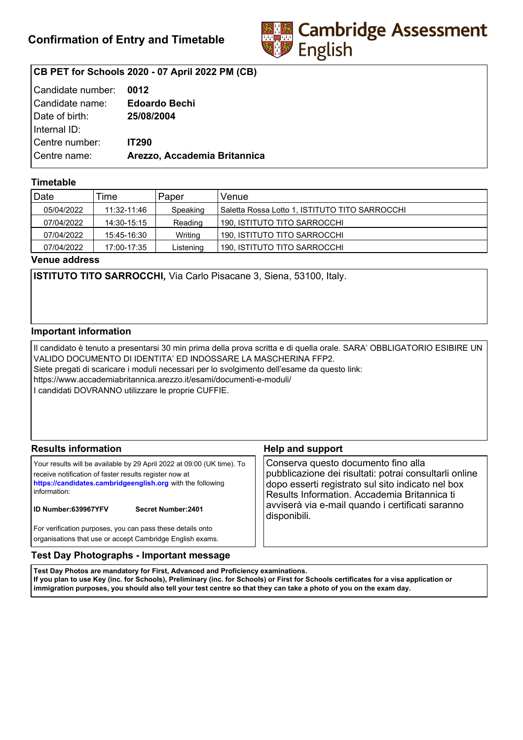# Confirmation of Entry and Timetable

Cambridge Assessment English

**CB PET for Schools 2020 - 07 April 2022 PM (CB)**

| | |
|---|---|
| Candidate number: | **0012** |
| Candidate name: | **Edoardo Bechi** |
| Date of birth: | **25/08/2004** |
| Internal ID: | |
| Centre number: | **IT290** |
| Centre name: | **Arezzo, Accademia Britannica** |

## Timetable

| Date | Time | Paper | Venue |
|---|---|---|---|
| 05/04/2022 | 11:32-11:46 | Speaking | Saletta Rossa Lotto 1, ISTITUTO TITO SARROCCHI |
| 07/04/2022 | 14:30-15:15 | Reading | 190, ISTITUTO TITO SARROCCHI |
| 07/04/2022 | 15:45-16:30 | Writing | 190, ISTITUTO TITO SARROCCHI |
| 07/04/2022 | 17:00-17:35 | Listening | 190, ISTITUTO TITO SARROCCHI |

## Venue address

**ISTITUTO TITO SARROCCHI,** Via Carlo Pisacane 3, Siena, 53100, Italy.

## Important information

Il candidato è tenuto a presentarsi 30 min prima della prova scritta e di quella orale. SARA' OBBLIGATORIO ESIBIRE UN VALIDO DOCUMENTO DI IDENTITA' ED INDOSSARE LA MASCHERINA FFP2.
Siete pregati di scaricare i moduli necessari per lo svolgimento dell'esame da questo link:
https://www.accademiabritannica.arezzo.it/esami/documenti-e-moduli/
I candidati DOVRANNO utilizzare le proprie CUFFIE.

## Results information

Your results will be available by 29 April 2022 at 09:00 (UK time). To receive notification of faster results register now at **https://candidates.cambridgeenglish.org** with the following information:

**ID Number:639967YFV** **Secret Number:2401**

For verification purposes, you can pass these details onto organisations that use or accept Cambridge English exams.

## Help and support

Conserva questo documento fino alla pubblicazione dei risultati: potrai consultarli online dopo esserti registrato sul sito indicato nel box Results Information. Accademia Britannica ti avviserà via e-mail quando i certificati saranno disponibili.

## Test Day Photographs - Important message

**Test Day Photos are mandatory for First, Advanced and Proficiency examinations.**
**If you plan to use Key (inc. for Schools), Preliminary (inc. for Schools) or First for Schools certificates for a visa application or immigration purposes, you should also tell your test centre so that they can take a photo of you on the exam day.**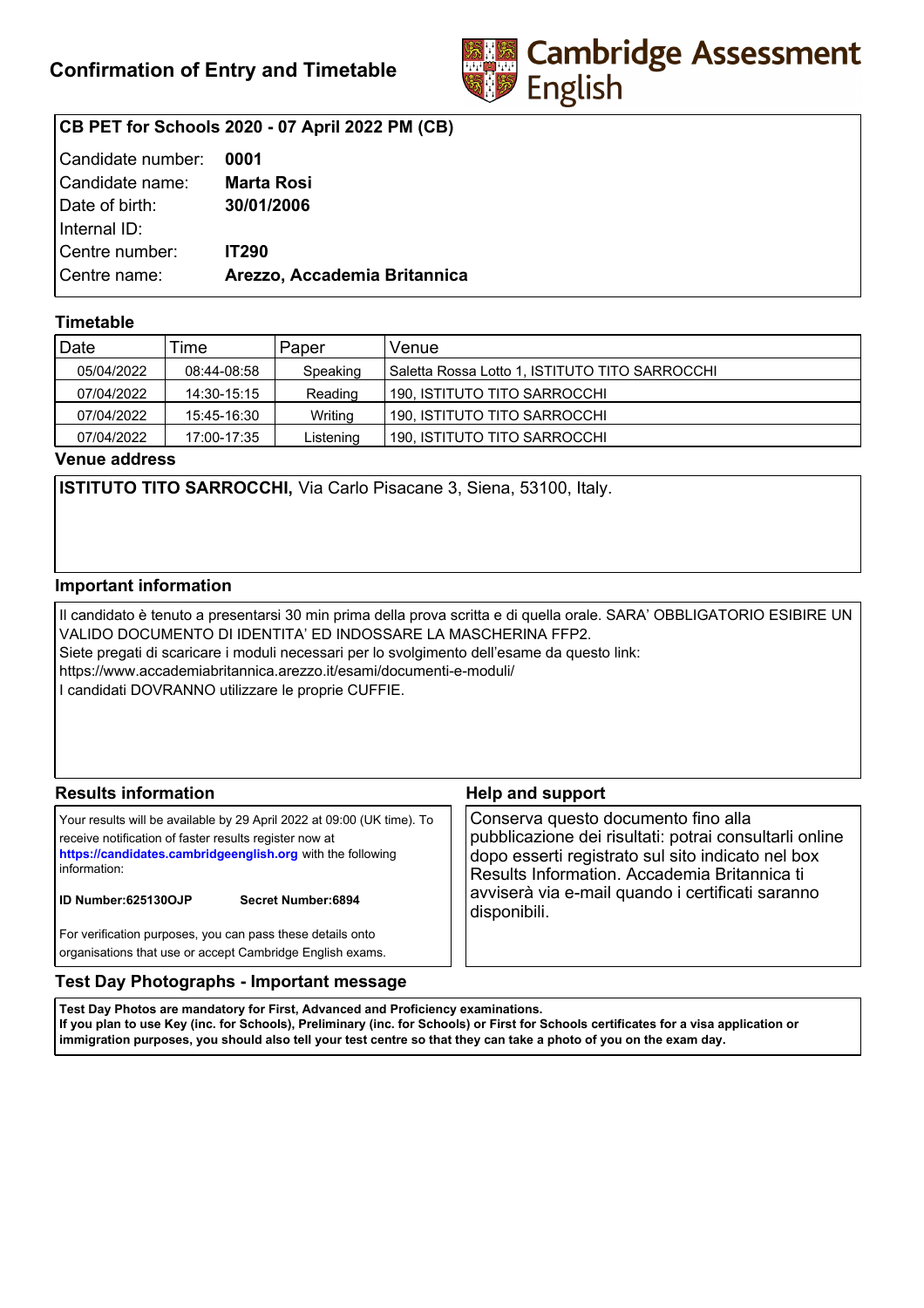# Confirmation of Entry and Timetable

Cambridge Assessment English

| CB PET for Schools 2020 - 07 April 2022 PM (CB) | |
|---|---|
| Candidate number: | **0001** |
| Candidate name: | **Marta Rosi** |
| Date of birth: | **30/01/2006** |
| Internal ID: | |
| Centre number: | **IT290** |
| Centre name: | **Arezzo, Accademia Britannica** |

## Timetable

| Date | Time | Paper | Venue |
|---|---|---|---|
| 05/04/2022 | 08:44-08:58 | Speaking | Saletta Rossa Lotto 1, ISTITUTO TITO SARROCCHI |
| 07/04/2022 | 14:30-15:15 | Reading | 190, ISTITUTO TITO SARROCCHI |
| 07/04/2022 | 15:45-16:30 | Writing | 190, ISTITUTO TITO SARROCCHI |
| 07/04/2022 | 17:00-17:35 | Listening | 190, ISTITUTO TITO SARROCCHI |

## Venue address

**ISTITUTO TITO SARROCCHI,** Via Carlo Pisacane 3, Siena, 53100, Italy.

## Important information

Il candidato è tenuto a presentarsi 30 min prima della prova scritta e di quella orale. SARA' OBBLIGATORIO ESIBIRE UN VALIDO DOCUMENTO DI IDENTITA' ED INDOSSARE LA MASCHERINA FFP2.
Siete pregati di scaricare i moduli necessari per lo svolgimento dell'esame da questo link:
https://www.accademiabritannica.arezzo.it/esami/documenti-e-moduli/
I candidati DOVRANNO utilizzare le proprie CUFFIE.

## Results information

Your results will be available by 29 April 2022 at 09:00 (UK time). To receive notification of faster results register now at **https://candidates.cambridgeenglish.org** with the following information:

**ID Number:625130OJP** **Secret Number:6894**

For verification purposes, you can pass these details onto organisations that use or accept Cambridge English exams.

## Help and support

Conserva questo documento fino alla pubblicazione dei risultati: potrai consultarli online dopo esserti registrato sul sito indicato nel box Results Information. Accademia Britannica ti avviserà via e-mail quando i certificati saranno disponibili.

## Test Day Photographs - Important message

**Test Day Photos are mandatory for First, Advanced and Proficiency examinations.**
**If you plan to use Key (inc. for Schools), Preliminary (inc. for Schools) or First for Schools certificates for a visa application or immigration purposes, you should also tell your test centre so that they can take a photo of you on the exam day.**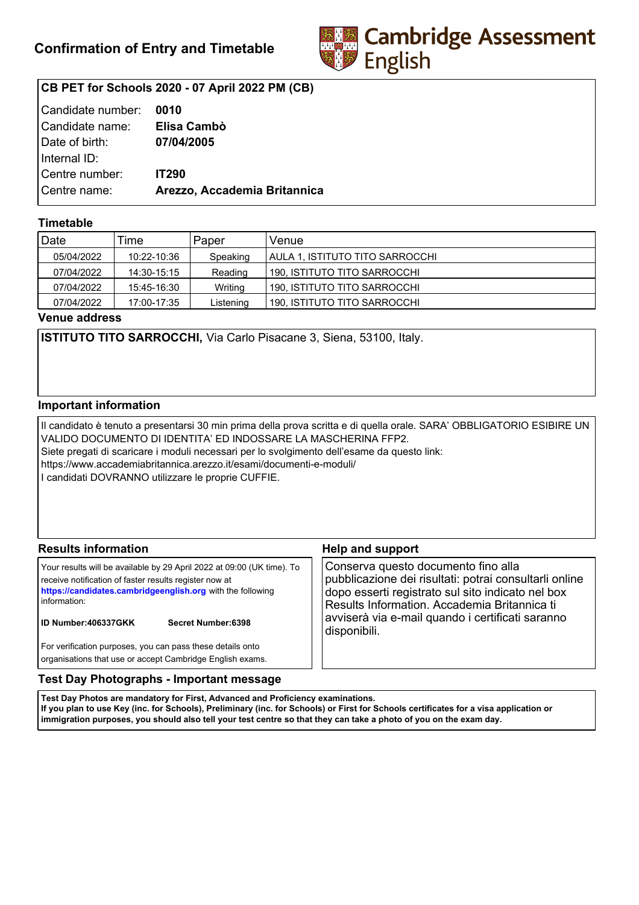# Confirmation of Entry and Timetable

Cambridge Assessment English

**CB PET for Schools 2020 - 07 April 2022 PM (CB)**

| | |
|---|---|
| Candidate number: | **0010** |
| Candidate name: | **Elisa Cambò** |
| Date of birth: | **07/04/2005** |
| Internal ID: | |
| Centre number: | **IT290** |
| Centre name: | **Arezzo, Accademia Britannica** |

## Timetable

| Date | Time | Paper | Venue |
|---|---|---|---|
| 05/04/2022 | 10:22-10:36 | Speaking | AULA 1, ISTITUTO TITO SARROCCHI |
| 07/04/2022 | 14:30-15:15 | Reading | 190, ISTITUTO TITO SARROCCHI |
| 07/04/2022 | 15:45-16:30 | Writing | 190, ISTITUTO TITO SARROCCHI |
| 07/04/2022 | 17:00-17:35 | Listening | 190, ISTITUTO TITO SARROCCHI |

## Venue address

**ISTITUTO TITO SARROCCHI,** Via Carlo Pisacane 3, Siena, 53100, Italy.

## Important information

Il candidato è tenuto a presentarsi 30 min prima della prova scritta e di quella orale. SARA' OBBLIGATORIO ESIBIRE UN VALIDO DOCUMENTO DI IDENTITA' ED INDOSSARE LA MASCHERINA FFP2.
Siete pregati di scaricare i moduli necessari per lo svolgimento dell'esame da questo link:
https://www.accademiabritannica.arezzo.it/esami/documenti-e-moduli/
I candidati DOVRANNO utilizzare le proprie CUFFIE.

## Results information

Your results will be available by 29 April 2022 at 09:00 (UK time). To receive notification of faster results register now at **https://candidates.cambridgeenglish.org** with the following information:

**ID Number:406337GKK** **Secret Number:6398**

For verification purposes, you can pass these details onto organisations that use or accept Cambridge English exams.

## Help and support

Conserva questo documento fino alla pubblicazione dei risultati: potrai consultarli online dopo esserti registrato sul sito indicato nel box Results Information. Accademia Britannica ti avviserà via e-mail quando i certificati saranno disponibili.

## Test Day Photographs - Important message

**Test Day Photos are mandatory for First, Advanced and Proficiency examinations.**
**If you plan to use Key (inc. for Schools), Preliminary (inc. for Schools) or First for Schools certificates for a visa application or immigration purposes, you should also tell your test centre so that they can take a photo of you on the exam day.**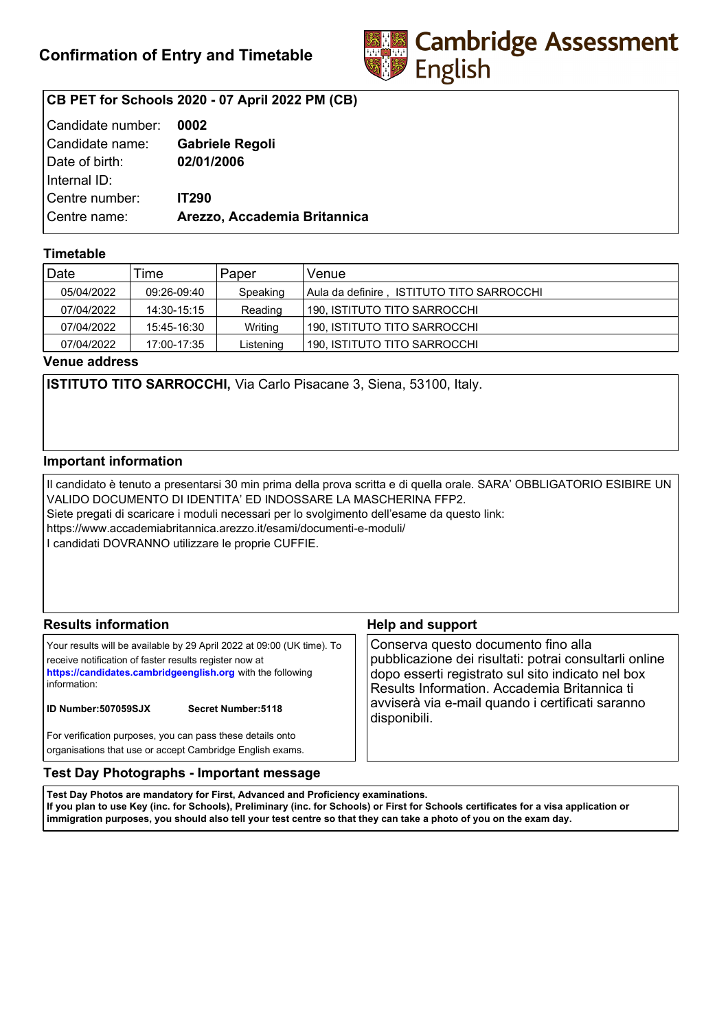# Confirmation of Entry and Timetable

Cambridge Assessment English

**CB PET for Schools 2020 - 07 April 2022 PM (CB)**

| | |
|---|---|
| Candidate number: | **0002** |
| Candidate name: | **Gabriele Regoli** |
| Date of birth: | **02/01/2006** |
| Internal ID: | |
| Centre number: | **IT290** |
| Centre name: | **Arezzo, Accademia Britannica** |

## Timetable

| Date | Time | Paper | Venue |
|---|---|---|---|
| 05/04/2022 | 09:26-09:40 | Speaking | Aula da definire , ISTITUTO TITO SARROCCHI |
| 07/04/2022 | 14:30-15:15 | Reading | 190, ISTITUTO TITO SARROCCHI |
| 07/04/2022 | 15:45-16:30 | Writing | 190, ISTITUTO TITO SARROCCHI |
| 07/04/2022 | 17:00-17:35 | Listening | 190, ISTITUTO TITO SARROCCHI |

## Venue address

**ISTITUTO TITO SARROCCHI,** Via Carlo Pisacane 3, Siena, 53100, Italy.

## Important information

Il candidato è tenuto a presentarsi 30 min prima della prova scritta e di quella orale. SARA' OBBLIGATORIO ESIBIRE UN VALIDO DOCUMENTO DI IDENTITA' ED INDOSSARE LA MASCHERINA FFP2.
Siete pregati di scaricare i moduli necessari per lo svolgimento dell'esame da questo link:
https://www.accademiabritannica.arezzo.it/esami/documenti-e-moduli/
I candidati DOVRANNO utilizzare le proprie CUFFIE.

## Results information

Your results will be available by 29 April 2022 at 09:00 (UK time). To receive notification of faster results register now at **https://candidates.cambridgeenglish.org** with the following information:

**ID Number:507059SJX** **Secret Number:5118**

For verification purposes, you can pass these details onto organisations that use or accept Cambridge English exams.

## Help and support

Conserva questo documento fino alla pubblicazione dei risultati: potrai consultarli online dopo esserti registrato sul sito indicato nel box Results Information. Accademia Britannica ti avviserà via e-mail quando i certificati saranno disponibili.

## Test Day Photographs - Important message

**Test Day Photos are mandatory for First, Advanced and Proficiency examinations.**
**If you plan to use Key (inc. for Schools), Preliminary (inc. for Schools) or First for Schools certificates for a visa application or immigration purposes, you should also tell your test centre so that they can take a photo of you on the exam day.**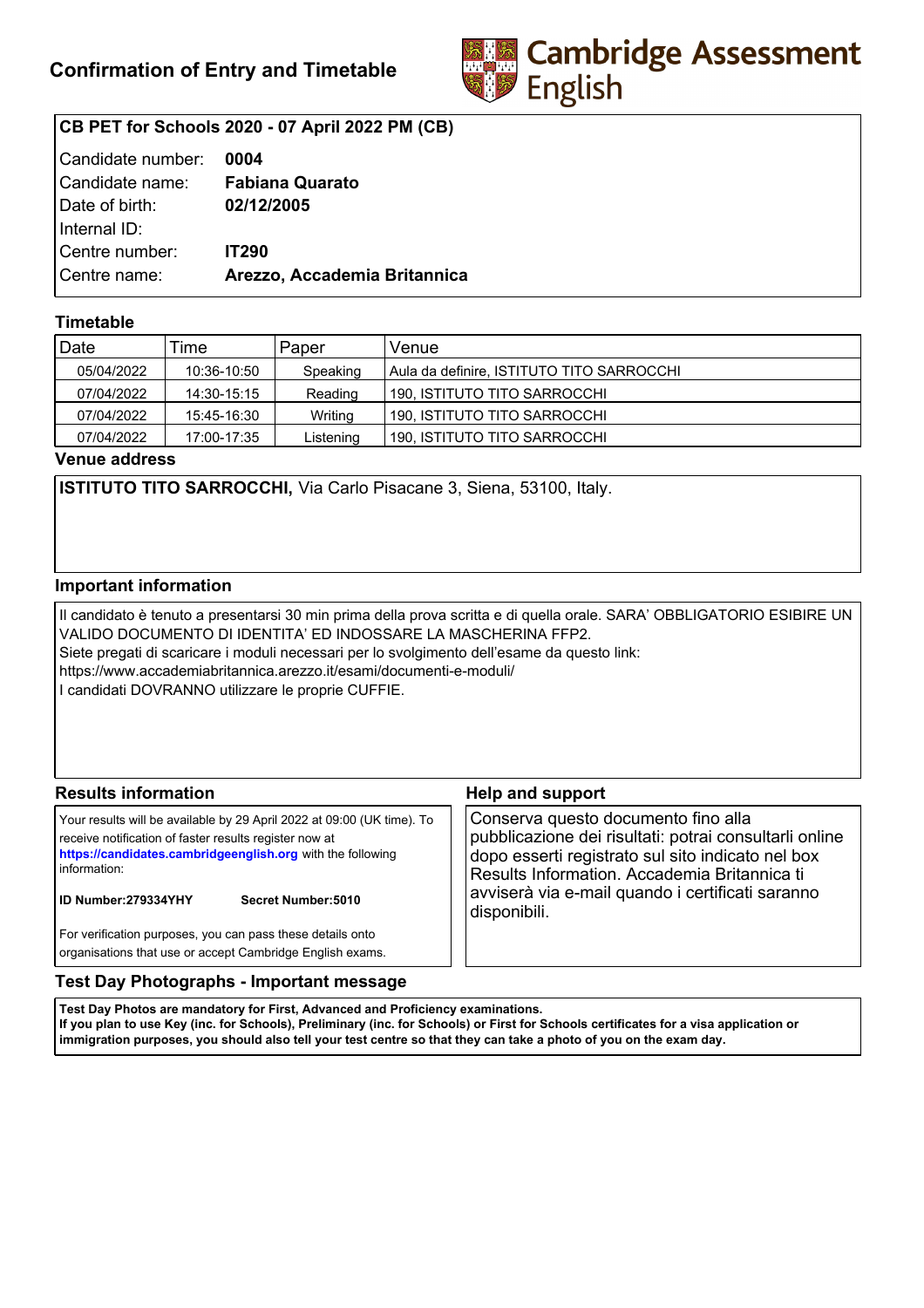# Confirmation of Entry and Timetable

Cambridge Assessment English

**CB PET for Schools 2020 - 07 April 2022 PM (CB)**

| | |
|---|---|
| Candidate number: | **0004** |
| Candidate name: | **Fabiana Quarato** |
| Date of birth: | **02/12/2005** |
| Internal ID: | |
| Centre number: | **IT290** |
| Centre name: | **Arezzo, Accademia Britannica** |

## Timetable

| Date | Time | Paper | Venue |
|---|---|---|---|
| 05/04/2022 | 10:36-10:50 | Speaking | Aula da definire, ISTITUTO TITO SARROCCHI |
| 07/04/2022 | 14:30-15:15 | Reading | 190, ISTITUTO TITO SARROCCHI |
| 07/04/2022 | 15:45-16:30 | Writing | 190, ISTITUTO TITO SARROCCHI |
| 07/04/2022 | 17:00-17:35 | Listening | 190, ISTITUTO TITO SARROCCHI |

## Venue address

**ISTITUTO TITO SARROCCHI,** Via Carlo Pisacane 3, Siena, 53100, Italy.

## Important information

Il candidato è tenuto a presentarsi 30 min prima della prova scritta e di quella orale. SARA' OBBLIGATORIO ESIBIRE UN VALIDO DOCUMENTO DI IDENTITA' ED INDOSSARE LA MASCHERINA FFP2.
Siete pregati di scaricare i moduli necessari per lo svolgimento dell'esame da questo link:
https://www.accademiabritannica.arezzo.it/esami/documenti-e-moduli/
I candidati DOVRANNO utilizzare le proprie CUFFIE.

## Results information

Your results will be available by 29 April 2022 at 09:00 (UK time). To receive notification of faster results register now at **https://candidates.cambridgeenglish.org** with the following information:

**ID Number:279334YHY** **Secret Number:5010**

For verification purposes, you can pass these details onto organisations that use or accept Cambridge English exams.

## Help and support

Conserva questo documento fino alla pubblicazione dei risultati: potrai consultarli online dopo esserti registrato sul sito indicato nel box Results Information. Accademia Britannica ti avviserà via e-mail quando i certificati saranno disponibili.

## Test Day Photographs - Important message

**Test Day Photos are mandatory for First, Advanced and Proficiency examinations.**
**If you plan to use Key (inc. for Schools), Preliminary (inc. for Schools) or First for Schools certificates for a visa application or immigration purposes, you should also tell your test centre so that they can take a photo of you on the exam day.**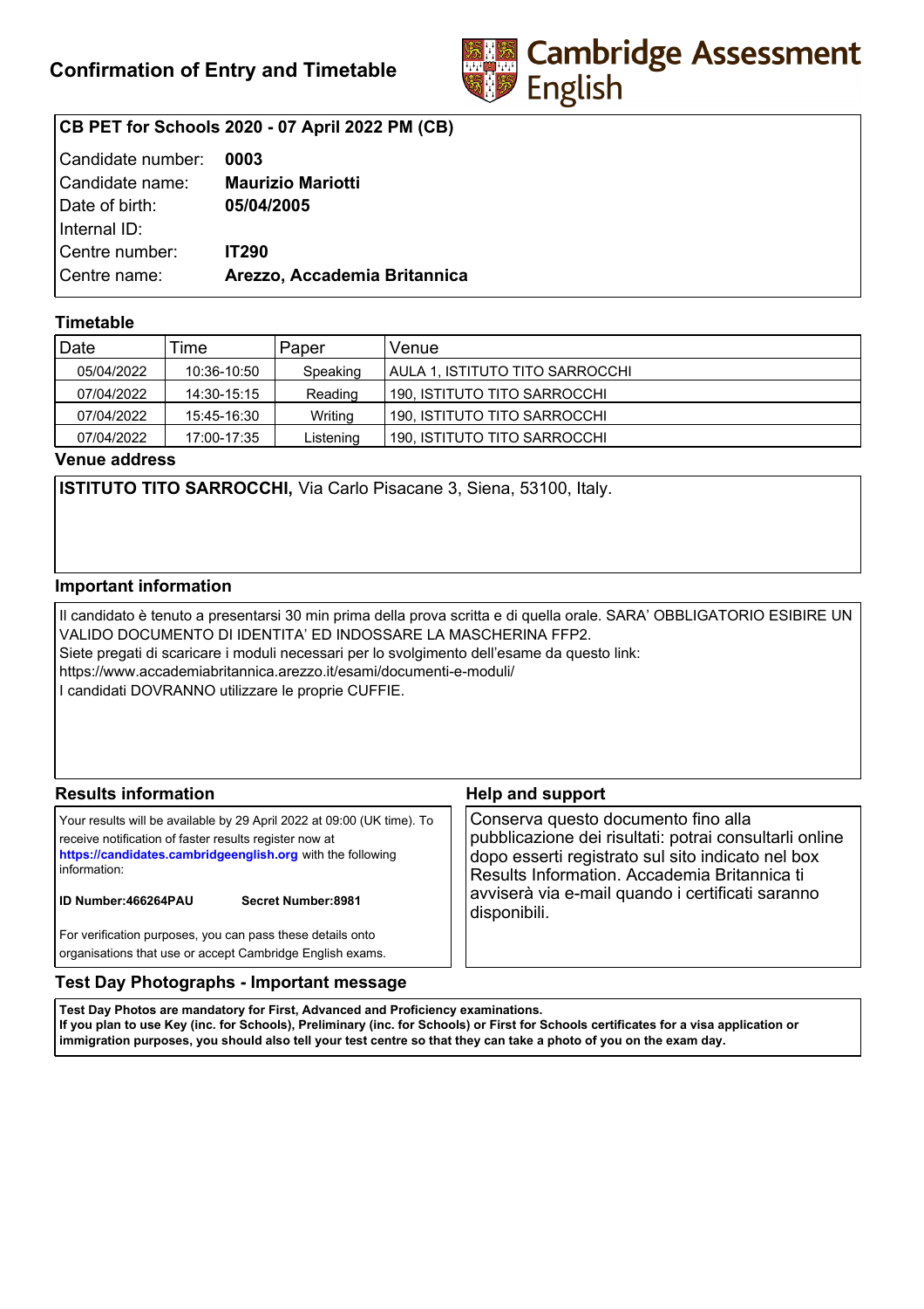# Confirmation of Entry and Timetable

Cambridge Assessment English

**CB PET for Schools 2020 - 07 April 2022 PM (CB)**

| | |
|---|---|
| Candidate number: | **0003** |
| Candidate name: | **Maurizio Mariotti** |
| Date of birth: | **05/04/2005** |
| Internal ID: | |
| Centre number: | **IT290** |
| Centre name: | **Arezzo, Accademia Britannica** |

## Timetable

| Date | Time | Paper | Venue |
|---|---|---|---|
| 05/04/2022 | 10:36-10:50 | Speaking | AULA 1, ISTITUTO TITO SARROCCHI |
| 07/04/2022 | 14:30-15:15 | Reading | 190, ISTITUTO TITO SARROCCHI |
| 07/04/2022 | 15:45-16:30 | Writing | 190, ISTITUTO TITO SARROCCHI |
| 07/04/2022 | 17:00-17:35 | Listening | 190, ISTITUTO TITO SARROCCHI |

## Venue address

**ISTITUTO TITO SARROCCHI,** Via Carlo Pisacane 3, Siena, 53100, Italy.

## Important information

Il candidato è tenuto a presentarsi 30 min prima della prova scritta e di quella orale. SARA' OBBLIGATORIO ESIBIRE UN VALIDO DOCUMENTO DI IDENTITA' ED INDOSSARE LA MASCHERINA FFP2.
Siete pregati di scaricare i moduli necessari per lo svolgimento dell'esame da questo link:
https://www.accademiabritannica.arezzo.it/esami/documenti-e-moduli/
I candidati DOVRANNO utilizzare le proprie CUFFIE.

## Results information

Your results will be available by 29 April 2022 at 09:00 (UK time). To receive notification of faster results register now at **https://candidates.cambridgeenglish.org** with the following information:

**ID Number:466264PAU** **Secret Number:8981**

For verification purposes, you can pass these details onto organisations that use or accept Cambridge English exams.

## Help and support

Conserva questo documento fino alla pubblicazione dei risultati: potrai consultarli online dopo esserti registrato sul sito indicato nel box Results Information. Accademia Britannica ti avviserà via e-mail quando i certificati saranno disponibili.

## Test Day Photographs - Important message

**Test Day Photos are mandatory for First, Advanced and Proficiency examinations.**
**If you plan to use Key (inc. for Schools), Preliminary (inc. for Schools) or First for Schools certificates for a visa application or immigration purposes, you should also tell your test centre so that they can take a photo of you on the exam day.**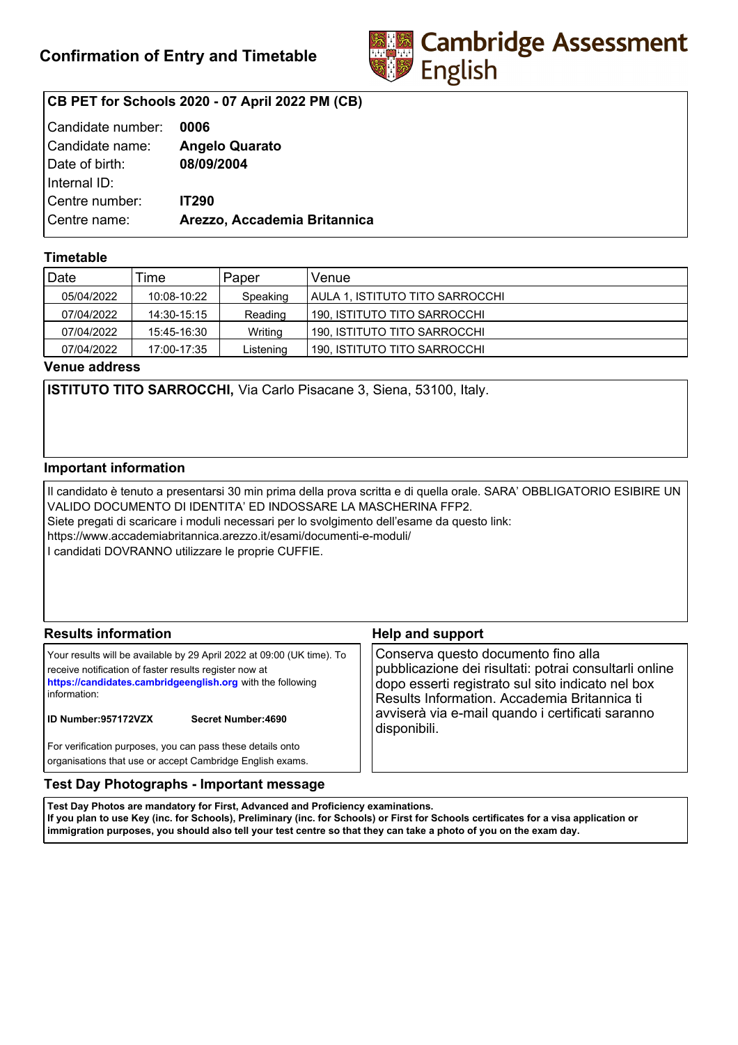# Confirmation of Entry and Timetable

Cambridge Assessment English

## CB PET for Schools 2020 - 07 April 2022 PM (CB)

| | |
|---|---|
| Candidate number: | **0006** |
| Candidate name: | **Angelo Quarato** |
| Date of birth: | **08/09/2004** |
| Internal ID: | |
| Centre number: | **IT290** |
| Centre name: | **Arezzo, Accademia Britannica** |

## Timetable

| Date | Time | Paper | Venue |
|---|---|---|---|
| 05/04/2022 | 10:08-10:22 | Speaking | AULA 1, ISTITUTO TITO SARROCCHI |
| 07/04/2022 | 14:30-15:15 | Reading | 190, ISTITUTO TITO SARROCCHI |
| 07/04/2022 | 15:45-16:30 | Writing | 190, ISTITUTO TITO SARROCCHI |
| 07/04/2022 | 17:00-17:35 | Listening | 190, ISTITUTO TITO SARROCCHI |

## Venue address

**ISTITUTO TITO SARROCCHI,** Via Carlo Pisacane 3, Siena, 53100, Italy.

## Important information

Il candidato è tenuto a presentarsi 30 min prima della prova scritta e di quella orale. SARA' OBBLIGATORIO ESIBIRE UN VALIDO DOCUMENTO DI IDENTITA' ED INDOSSARE LA MASCHERINA FFP2.
Siete pregati di scaricare i moduli necessari per lo svolgimento dell'esame da questo link:
https://www.accademiabritannica.arezzo.it/esami/documenti-e-moduli/
I candidati DOVRANNO utilizzare le proprie CUFFIE.

## Results information

Your results will be available by 29 April 2022 at 09:00 (UK time). To receive notification of faster results register now at **https://candidates.cambridgeenglish.org** with the following information:

**ID Number:957172VZX** **Secret Number:4690**

For verification purposes, you can pass these details onto organisations that use or accept Cambridge English exams.

## Help and support

Conserva questo documento fino alla pubblicazione dei risultati: potrai consultarli online dopo esserti registrato sul sito indicato nel box Results Information. Accademia Britannica ti avviserà via e-mail quando i certificati saranno disponibili.

## Test Day Photographs - Important message

**Test Day Photos are mandatory for First, Advanced and Proficiency examinations.**
**If you plan to use Key (inc. for Schools), Preliminary (inc. for Schools) or First for Schools certificates for a visa application or immigration purposes, you should also tell your test centre so that they can take a photo of you on the exam day.**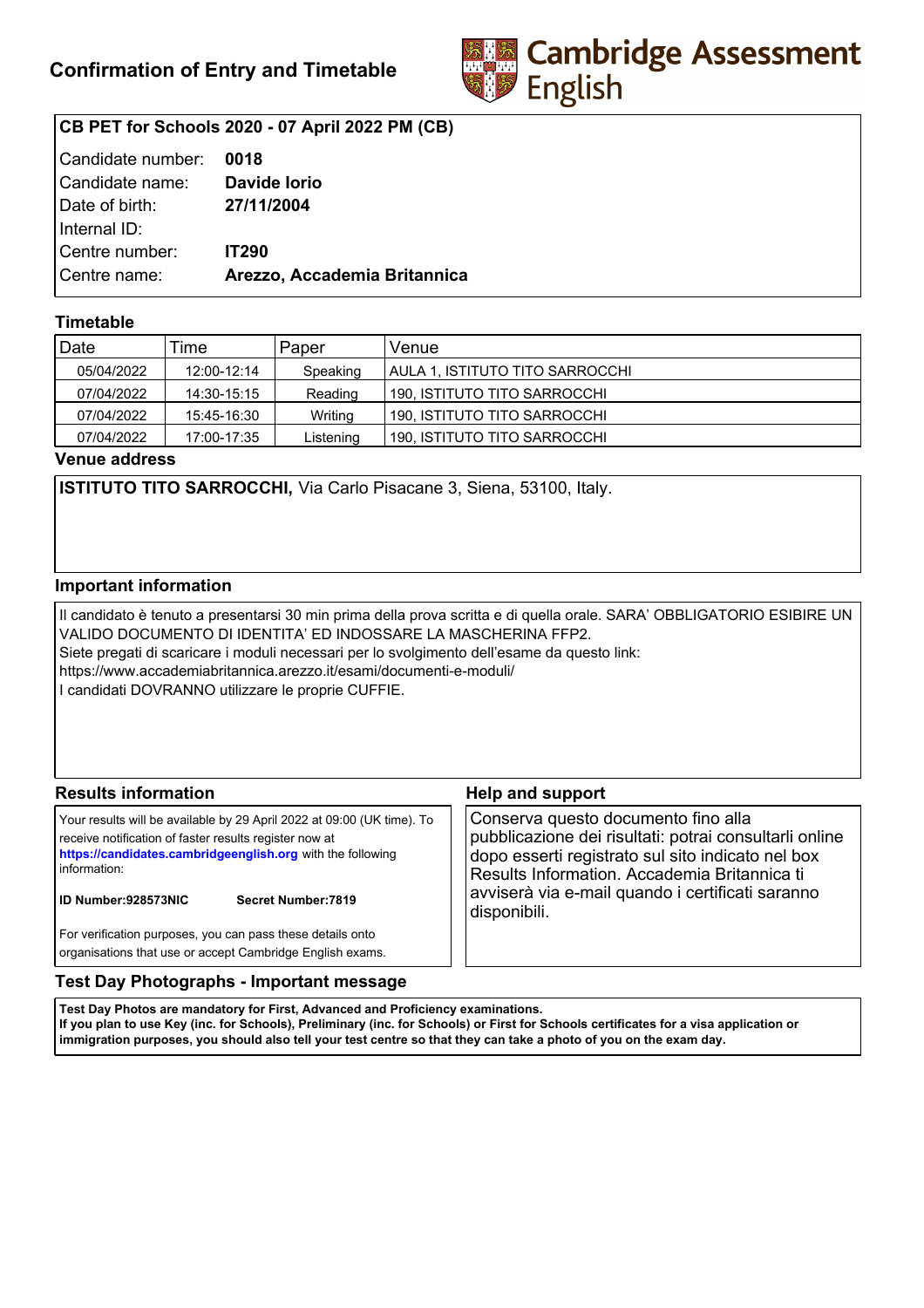# Confirmation of Entry and Timetable

**Cambridge Assessment English**

## CB PET for Schools 2020 - 07 April 2022 PM (CB)

| | |
|---|---|
| Candidate number: | **0018** |
| Candidate name: | **Davide Iorio** |
| Date of birth: | **27/11/2004** |
| Internal ID: | |
| Centre number: | **IT290** |
| Centre name: | **Arezzo, Accademia Britannica** |

## Timetable

| Date | Time | Paper | Venue |
|---|---|---|---|
| 05/04/2022 | 12:00-12:14 | Speaking | AULA 1, ISTITUTO TITO SARROCCHI |
| 07/04/2022 | 14:30-15:15 | Reading | 190, ISTITUTO TITO SARROCCHI |
| 07/04/2022 | 15:45-16:30 | Writing | 190, ISTITUTO TITO SARROCCHI |
| 07/04/2022 | 17:00-17:35 | Listening | 190, ISTITUTO TITO SARROCCHI |

## Venue address

**ISTITUTO TITO SARROCCHI,** Via Carlo Pisacane 3, Siena, 53100, Italy.

## Important information

Il candidato è tenuto a presentarsi 30 min prima della prova scritta e di quella orale. SARA' OBBLIGATORIO ESIBIRE UN VALIDO DOCUMENTO DI IDENTITA' ED INDOSSARE LA MASCHERINA FFP2.
Siete pregati di scaricare i moduli necessari per lo svolgimento dell'esame da questo link:
https://www.accademiabritannica.arezzo.it/esami/documenti-e-moduli/
I candidati DOVRANNO utilizzare le proprie CUFFIE.

## Results information

Your results will be available by 29 April 2022 at 09:00 (UK time). To receive notification of faster results register now at **https://candidates.cambridgeenglish.org** with the following information:

**ID Number:928573NIC** **Secret Number:7819**

For verification purposes, you can pass these details onto organisations that use or accept Cambridge English exams.

## Help and support

Conserva questo documento fino alla pubblicazione dei risultati: potrai consultarli online dopo esserti registrato sul sito indicato nel box Results Information. Accademia Britannica ti avviserà via e-mail quando i certificati saranno disponibili.

## Test Day Photographs - Important message

**Test Day Photos are mandatory for First, Advanced and Proficiency examinations.**
**If you plan to use Key (inc. for Schools), Preliminary (inc. for Schools) or First for Schools certificates for a visa application or immigration purposes, you should also tell your test centre so that they can take a photo of you on the exam day.**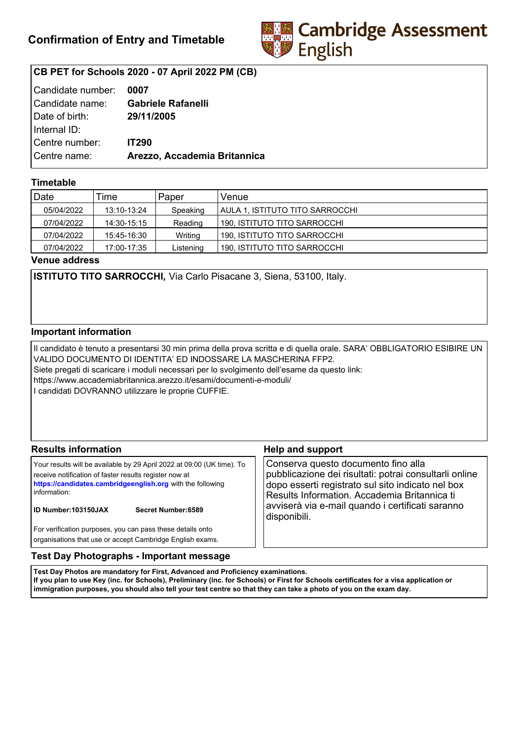# Confirmation of Entry and Timetable

Cambridge Assessment English

**CB PET for Schools 2020 - 07 April 2022 PM (CB)**

| | |
|---|---|
| Candidate number: | **0007** |
| Candidate name: | **Gabriele Rafanelli** |
| Date of birth: | **29/11/2005** |
| Internal ID: | |
| Centre number: | **IT290** |
| Centre name: | **Arezzo, Accademia Britannica** |

## Timetable

| Date | Time | Paper | Venue |
|---|---|---|---|
| 05/04/2022 | 13:10-13:24 | Speaking | AULA 1, ISTITUTO TITO SARROCCHI |
| 07/04/2022 | 14:30-15:15 | Reading | 190, ISTITUTO TITO SARROCCHI |
| 07/04/2022 | 15:45-16:30 | Writing | 190, ISTITUTO TITO SARROCCHI |
| 07/04/2022 | 17:00-17:35 | Listening | 190, ISTITUTO TITO SARROCCHI |

## Venue address

**ISTITUTO TITO SARROCCHI,** Via Carlo Pisacane 3, Siena, 53100, Italy.

## Important information

Il candidato è tenuto a presentarsi 30 min prima della prova scritta e di quella orale. SARA' OBBLIGATORIO ESIBIRE UN VALIDO DOCUMENTO DI IDENTITA' ED INDOSSARE LA MASCHERINA FFP2.
Siete pregati di scaricare i moduli necessari per lo svolgimento dell'esame da questo link:
https://www.accademiabritannica.arezzo.it/esami/documenti-e-moduli/
I candidati DOVRANNO utilizzare le proprie CUFFIE.

## Results information

Your results will be available by 29 April 2022 at 09:00 (UK time). To receive notification of faster results register now at **https://candidates.cambridgeenglish.org** with the following information:

**ID Number:103150JAX** **Secret Number:6589**

For verification purposes, you can pass these details onto organisations that use or accept Cambridge English exams.

## Help and support

Conserva questo documento fino alla pubblicazione dei risultati: potrai consultarli online dopo esserti registrato sul sito indicato nel box Results Information. Accademia Britannica ti avviserà via e-mail quando i certificati saranno disponibili.

## Test Day Photographs - Important message

**Test Day Photos are mandatory for First, Advanced and Proficiency examinations.**
**If you plan to use Key (inc. for Schools), Preliminary (inc. for Schools) or First for Schools certificates for a visa application or immigration purposes, you should also tell your test centre so that they can take a photo of you on the exam day.**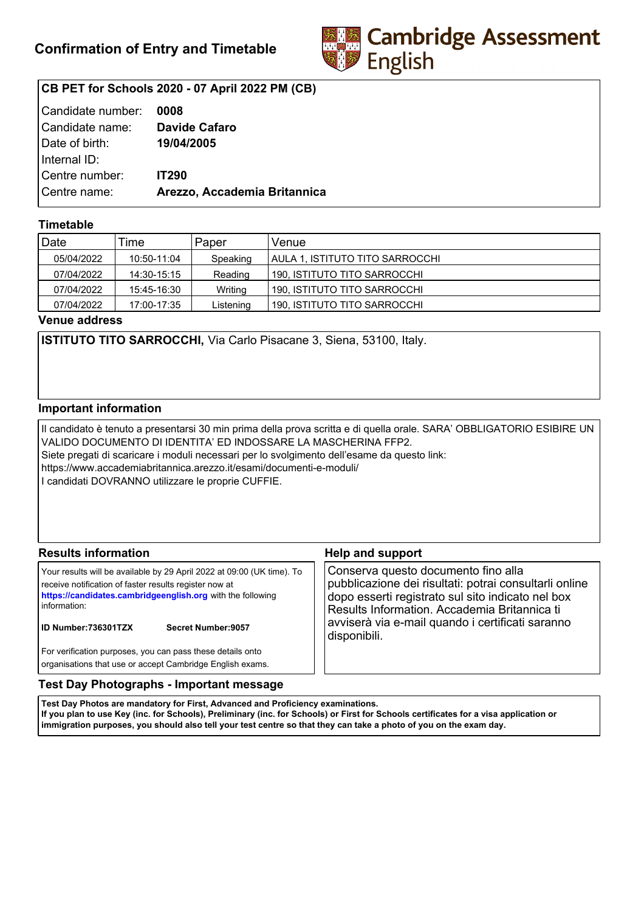# Confirmation of Entry and Timetable

**Cambridge Assessment English**

**CB PET for Schools 2020 - 07 April 2022 PM (CB)**

| | |
|---|---|
| Candidate number: | **0008** |
| Candidate name: | **Davide Cafaro** |
| Date of birth: | **19/04/2005** |
| Internal ID: | |
| Centre number: | **IT290** |
| Centre name: | **Arezzo, Accademia Britannica** |

## Timetable

| Date | Time | Paper | Venue |
|---|---|---|---|
| 05/04/2022 | 10:50-11:04 | Speaking | AULA 1, ISTITUTO TITO SARROCCHI |
| 07/04/2022 | 14:30-15:15 | Reading | 190, ISTITUTO TITO SARROCCHI |
| 07/04/2022 | 15:45-16:30 | Writing | 190, ISTITUTO TITO SARROCCHI |
| 07/04/2022 | 17:00-17:35 | Listening | 190, ISTITUTO TITO SARROCCHI |

## Venue address

**ISTITUTO TITO SARROCCHI,** Via Carlo Pisacane 3, Siena, 53100, Italy.

## Important information

Il candidato è tenuto a presentarsi 30 min prima della prova scritta e di quella orale. SARA' OBBLIGATORIO ESIBIRE UN VALIDO DOCUMENTO DI IDENTITA' ED INDOSSARE LA MASCHERINA FFP2.
Siete pregati di scaricare i moduli necessari per lo svolgimento dell'esame da questo link:
https://www.accademiabritannica.arezzo.it/esami/documenti-e-moduli/
I candidati DOVRANNO utilizzare le proprie CUFFIE.

## Results information

Your results will be available by 29 April 2022 at 09:00 (UK time). To receive notification of faster results register now at **https://candidates.cambridgeenglish.org** with the following information:

**ID Number:736301TZX** **Secret Number:9057**

For verification purposes, you can pass these details onto organisations that use or accept Cambridge English exams.

## Help and support

Conserva questo documento fino alla pubblicazione dei risultati: potrai consultarli online dopo esserti registrato sul sito indicato nel box Results Information. Accademia Britannica ti avviserà via e-mail quando i certificati saranno disponibili.

## Test Day Photographs - Important message

**Test Day Photos are mandatory for First, Advanced and Proficiency examinations.**
**If you plan to use Key (inc. for Schools), Preliminary (inc. for Schools) or First for Schools certificates for a visa application or immigration purposes, you should also tell your test centre so that they can take a photo of you on the exam day.**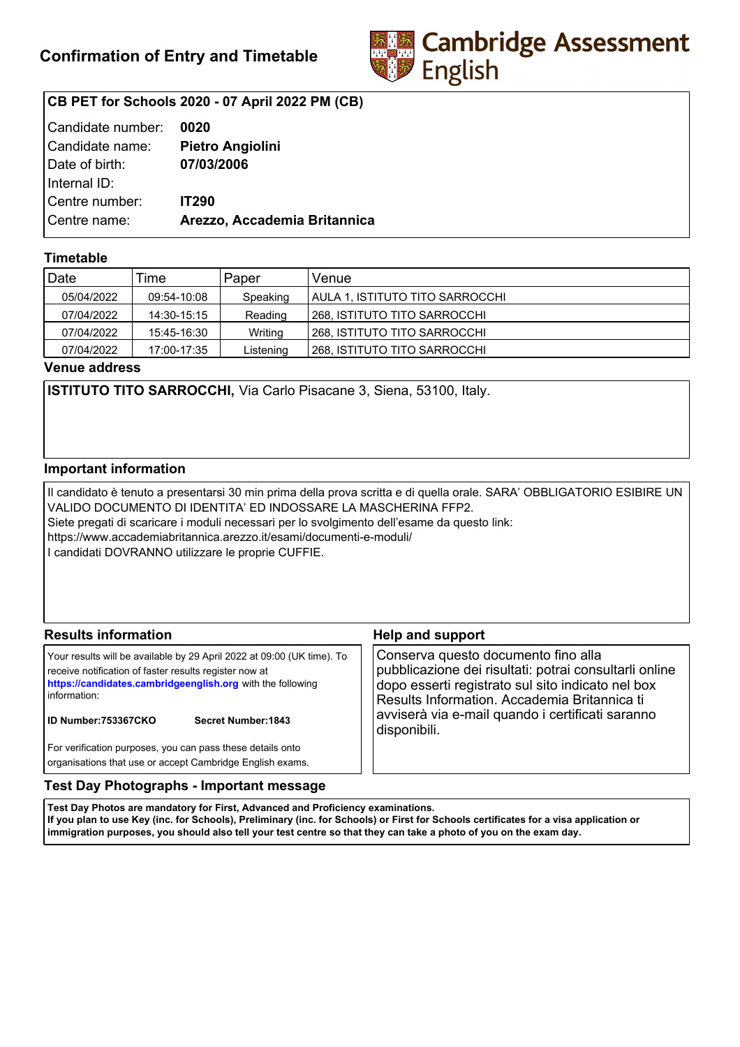# Confirmation of Entry and Timetable

Cambridge Assessment English

**CB PET for Schools 2020 - 07 April 2022 PM (CB)**

| | |
|---|---|
| Candidate number: | **0020** |
| Candidate name: | **Pietro Angiolini** |
| Date of birth: | **07/03/2006** |
| Internal ID: | |
| Centre number: | **IT290** |
| Centre name: | **Arezzo, Accademia Britannica** |

## Timetable

| Date | Time | Paper | Venue |
|---|---|---|---|
| 05/04/2022 | 09:54-10:08 | Speaking | AULA 1, ISTITUTO TITO SARROCCHI |
| 07/04/2022 | 14:30-15:15 | Reading | 268, ISTITUTO TITO SARROCCHI |
| 07/04/2022 | 15:45-16:30 | Writing | 268, ISTITUTO TITO SARROCCHI |
| 07/04/2022 | 17:00-17:35 | Listening | 268, ISTITUTO TITO SARROCCHI |

## Venue address

**ISTITUTO TITO SARROCCHI,** Via Carlo Pisacane 3, Siena, 53100, Italy.

## Important information

Il candidato è tenuto a presentarsi 30 min prima della prova scritta e di quella orale. SARA' OBBLIGATORIO ESIBIRE UN VALIDO DOCUMENTO DI IDENTITA' ED INDOSSARE LA MASCHERINA FFP2.
Siete pregati di scaricare i moduli necessari per lo svolgimento dell'esame da questo link:
https://www.accademiabritannica.arezzo.it/esami/documenti-e-moduli/
I candidati DOVRANNO utilizzare le proprie CUFFIE.

## Results information

Your results will be available by 29 April 2022 at 09:00 (UK time). To receive notification of faster results register now at **https://candidates.cambridgeenglish.org** with the following information:

**ID Number:753367CKO** **Secret Number:1843**

For verification purposes, you can pass these details onto organisations that use or accept Cambridge English exams.

## Help and support

Conserva questo documento fino alla pubblicazione dei risultati: potrai consultarli online dopo esserti registrato sul sito indicato nel box Results Information. Accademia Britannica ti avviserà via e-mail quando i certificati saranno disponibili.

## Test Day Photographs - Important message

**Test Day Photos are mandatory for First, Advanced and Proficiency examinations.**
**If you plan to use Key (inc. for Schools), Preliminary (inc. for Schools) or First for Schools certificates for a visa application or immigration purposes, you should also tell your test centre so that they can take a photo of you on the exam day.**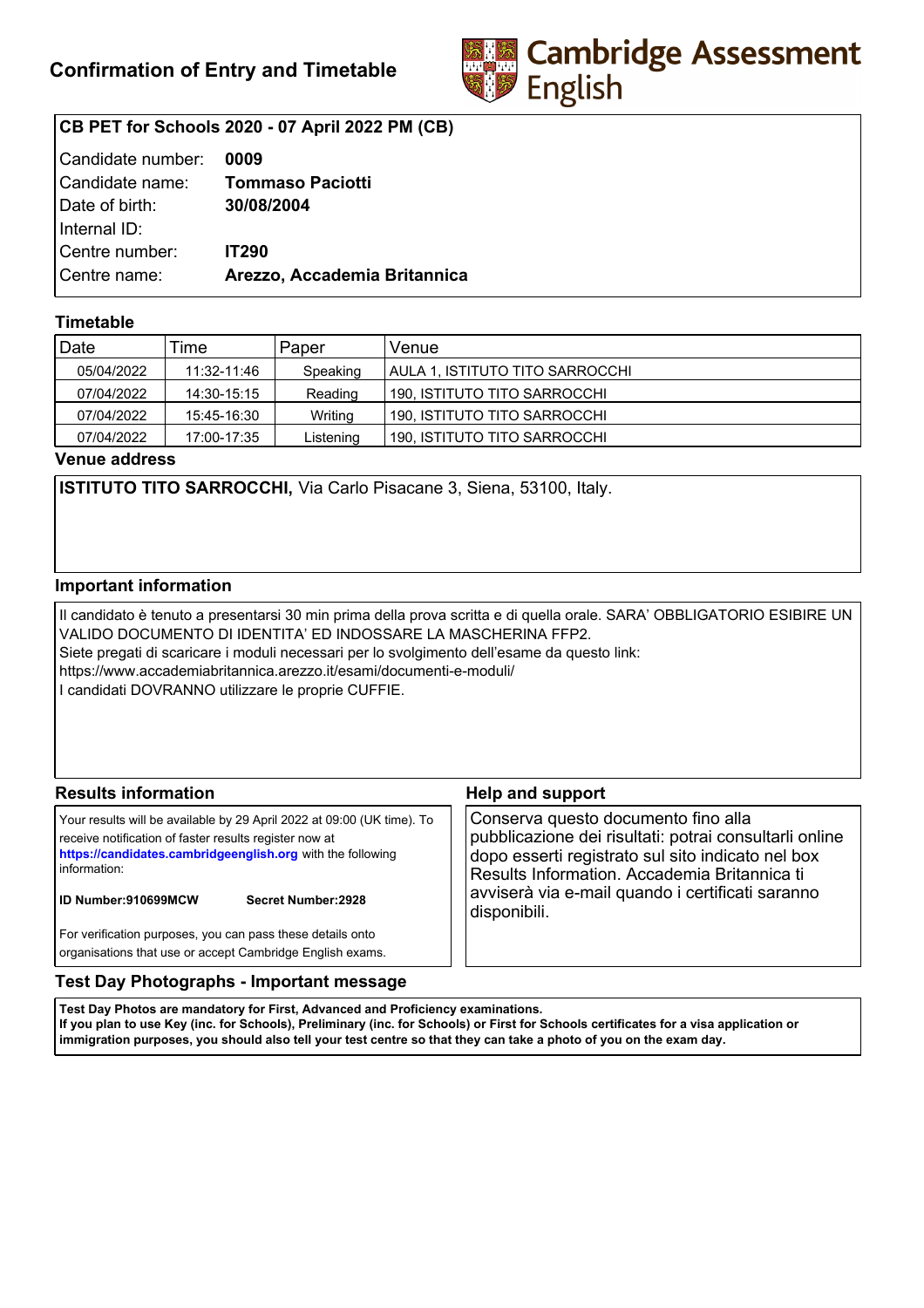# Confirmation of Entry and Timetable

Cambridge Assessment English

**CB PET for Schools 2020 - 07 April 2022 PM (CB)**

| | |
|---|---|
| Candidate number: | **0009** |
| Candidate name: | **Tommaso Paciotti** |
| Date of birth: | **30/08/2004** |
| Internal ID: | |
| Centre number: | **IT290** |
| Centre name: | **Arezzo, Accademia Britannica** |

## Timetable

| Date | Time | Paper | Venue |
|---|---|---|---|
| 05/04/2022 | 11:32-11:46 | Speaking | AULA 1, ISTITUTO TITO SARROCCHI |
| 07/04/2022 | 14:30-15:15 | Reading | 190, ISTITUTO TITO SARROCCHI |
| 07/04/2022 | 15:45-16:30 | Writing | 190, ISTITUTO TITO SARROCCHI |
| 07/04/2022 | 17:00-17:35 | Listening | 190, ISTITUTO TITO SARROCCHI |

## Venue address

**ISTITUTO TITO SARROCCHI,** Via Carlo Pisacane 3, Siena, 53100, Italy.

## Important information

Il candidato è tenuto a presentarsi 30 min prima della prova scritta e di quella orale. SARA' OBBLIGATORIO ESIBIRE UN VALIDO DOCUMENTO DI IDENTITA' ED INDOSSARE LA MASCHERINA FFP2.
Siete pregati di scaricare i moduli necessari per lo svolgimento dell'esame da questo link:
https://www.accademiabritannica.arezzo.it/esami/documenti-e-moduli/
I candidati DOVRANNO utilizzare le proprie CUFFIE.

## Results information

Your results will be available by 29 April 2022 at 09:00 (UK time). To receive notification of faster results register now at **https://candidates.cambridgeenglish.org** with the following information:

**ID Number:910699MCW** **Secret Number:2928**

For verification purposes, you can pass these details onto organisations that use or accept Cambridge English exams.

## Help and support

Conserva questo documento fino alla pubblicazione dei risultati: potrai consultarli online dopo esserti registrato sul sito indicato nel box Results Information. Accademia Britannica ti avviserà via e-mail quando i certificati saranno disponibili.

## Test Day Photographs - Important message

**Test Day Photos are mandatory for First, Advanced and Proficiency examinations.**
**If you plan to use Key (inc. for Schools), Preliminary (inc. for Schools) or First for Schools certificates for a visa application or immigration purposes, you should also tell your test centre so that they can take a photo of you on the exam day.**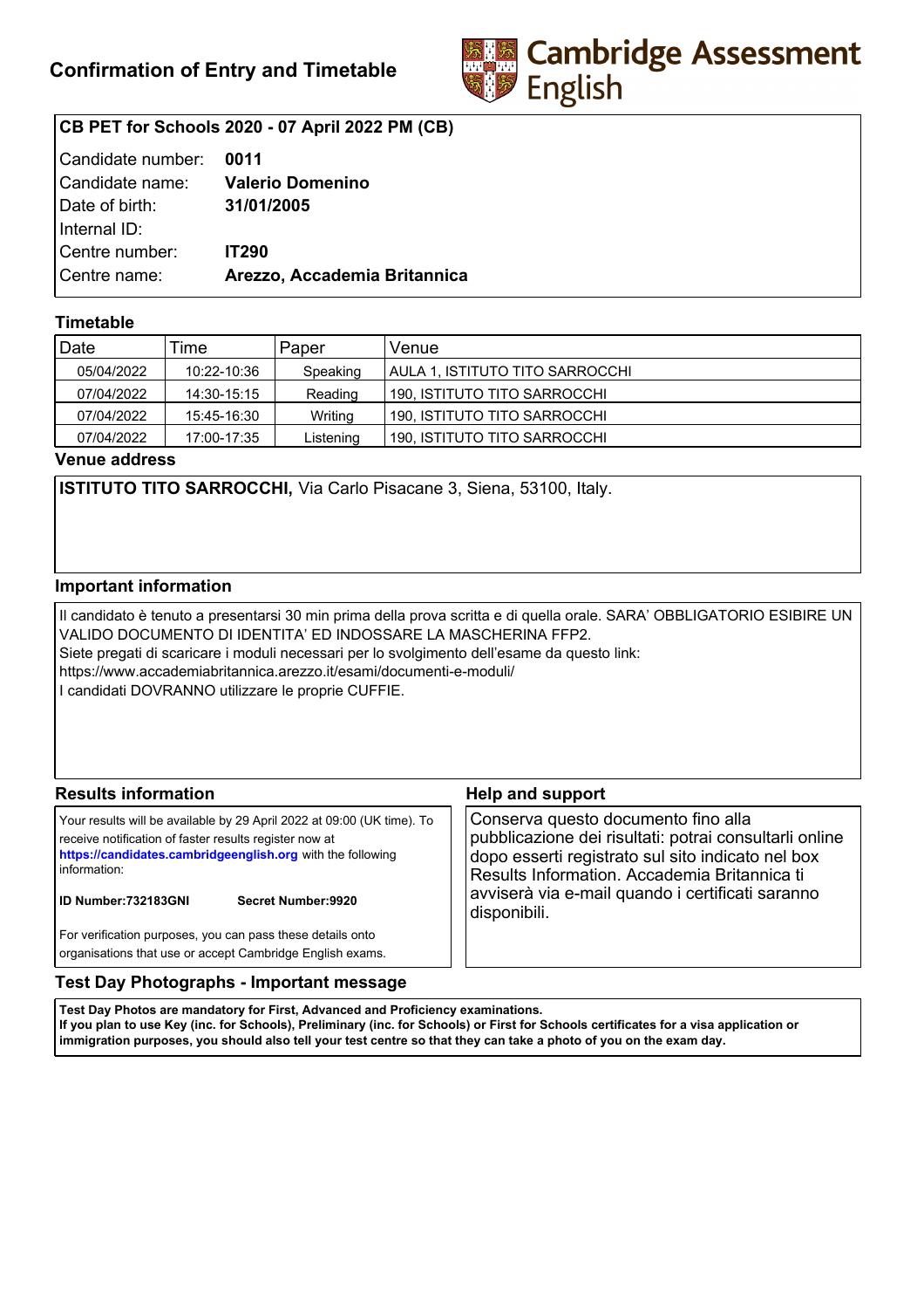# Confirmation of Entry and Timetable

Cambridge Assessment English

**CB PET for Schools 2020 - 07 April 2022 PM (CB)**

Candidate number: **0011**
Candidate name: **Valerio Domenino**
Date of birth: **31/01/2005**
Internal ID:
Centre number: **IT290**
Centre name: **Arezzo, Accademia Britannica**

## Timetable

| Date | Time | Paper | Venue |
|---|---|---|---|
| 05/04/2022 | 10:22-10:36 | Speaking | AULA 1, ISTITUTO TITO SARROCCHI |
| 07/04/2022 | 14:30-15:15 | Reading | 190, ISTITUTO TITO SARROCCHI |
| 07/04/2022 | 15:45-16:30 | Writing | 190, ISTITUTO TITO SARROCCHI |
| 07/04/2022 | 17:00-17:35 | Listening | 190, ISTITUTO TITO SARROCCHI |

## Venue address

**ISTITUTO TITO SARROCCHI,** Via Carlo Pisacane 3, Siena, 53100, Italy.

## Important information

Il candidato è tenuto a presentarsi 30 min prima della prova scritta e di quella orale. SARA' OBBLIGATORIO ESIBIRE UN VALIDO DOCUMENTO DI IDENTITA' ED INDOSSARE LA MASCHERINA FFP2.
Siete pregati di scaricare i moduli necessari per lo svolgimento dell'esame da questo link:
https://www.accademiabritannica.arezzo.it/esami/documenti-e-moduli/
I candidati DOVRANNO utilizzare le proprie CUFFIE.

## Results information

Your results will be available by 29 April 2022 at 09:00 (UK time). To receive notification of faster results register now at **https://candidates.cambridgeenglish.org** with the following information:

**ID Number:732183GNI** **Secret Number:9920**

For verification purposes, you can pass these details onto organisations that use or accept Cambridge English exams.

## Help and support

Conserva questo documento fino alla pubblicazione dei risultati: potrai consultarli online dopo esserti registrato sul sito indicato nel box Results Information. Accademia Britannica ti avviserà via e-mail quando i certificati saranno disponibili.

## Test Day Photographs - Important message

**Test Day Photos are mandatory for First, Advanced and Proficiency examinations.**
**If you plan to use Key (inc. for Schools), Preliminary (inc. for Schools) or First for Schools certificates for a visa application or immigration purposes, you should also tell your test centre so that they can take a photo of you on the exam day.**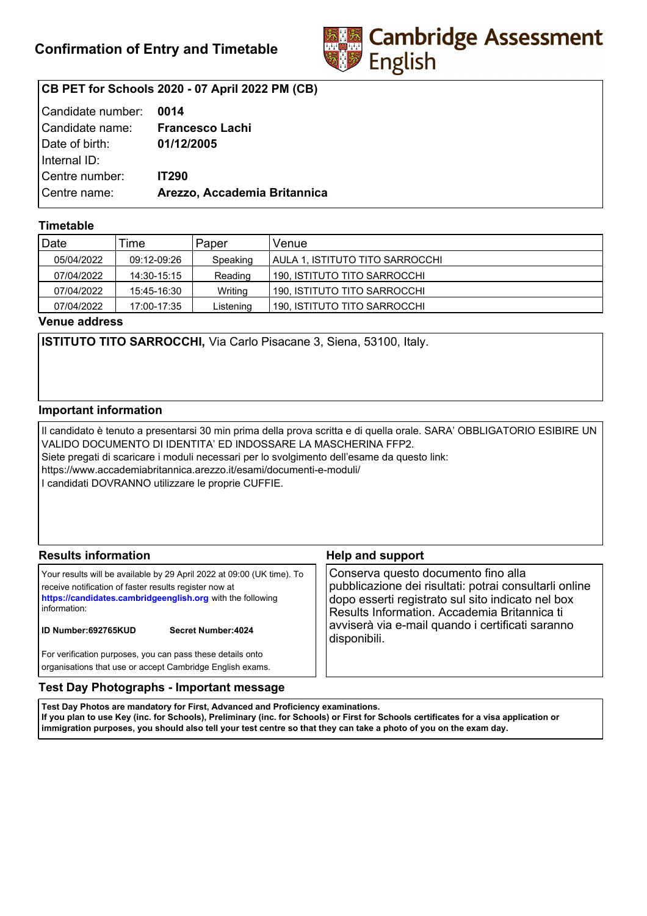## Confirmation of Entry and Timetable

Cambridge Assessment English

**CB PET for Schools 2020 - 07 April 2022 PM (CB)**

| | |
|---|---|
| Candidate number: | **0014** |
| Candidate name: | **Francesco Lachi** |
| Date of birth: | **01/12/2005** |
| Internal ID: | |
| Centre number: | **IT290** |
| Centre name: | **Arezzo, Accademia Britannica** |

### Timetable

| Date | Time | Paper | Venue |
|---|---|---|---|
| 05/04/2022 | 09:12-09:26 | Speaking | AULA 1, ISTITUTO TITO SARROCCHI |
| 07/04/2022 | 14:30-15:15 | Reading | 190, ISTITUTO TITO SARROCCHI |
| 07/04/2022 | 15:45-16:30 | Writing | 190, ISTITUTO TITO SARROCCHI |
| 07/04/2022 | 17:00-17:35 | Listening | 190, ISTITUTO TITO SARROCCHI |

### Venue address

**ISTITUTO TITO SARROCCHI,** Via Carlo Pisacane 3, Siena, 53100, Italy.

### Important information

Il candidato è tenuto a presentarsi 30 min prima della prova scritta e di quella orale. SARA' OBBLIGATORIO ESIBIRE UN VALIDO DOCUMENTO DI IDENTITA' ED INDOSSARE LA MASCHERINA FFP2.
Siete pregati di scaricare i moduli necessari per lo svolgimento dell'esame da questo link:
https://www.accademiabritannica.arezzo.it/esami/documenti-e-moduli/
I candidati DOVRANNO utilizzare le proprie CUFFIE.

### Results information

Your results will be available by 29 April 2022 at 09:00 (UK time). To receive notification of faster results register now at **https://candidates.cambridgeenglish.org** with the following information:

**ID Number:692765KUD** **Secret Number:4024**

For verification purposes, you can pass these details onto organisations that use or accept Cambridge English exams.

### Help and support

Conserva questo documento fino alla pubblicazione dei risultati: potrai consultarli online dopo esserti registrato sul sito indicato nel box Results Information. Accademia Britannica ti avviserà via e-mail quando i certificati saranno disponibili.

### Test Day Photographs - Important message

**Test Day Photos are mandatory for First, Advanced and Proficiency examinations.**
**If you plan to use Key (inc. for Schools), Preliminary (inc. for Schools) or First for Schools certificates for a visa application or immigration purposes, you should also tell your test centre so that they can take a photo of you on the exam day.**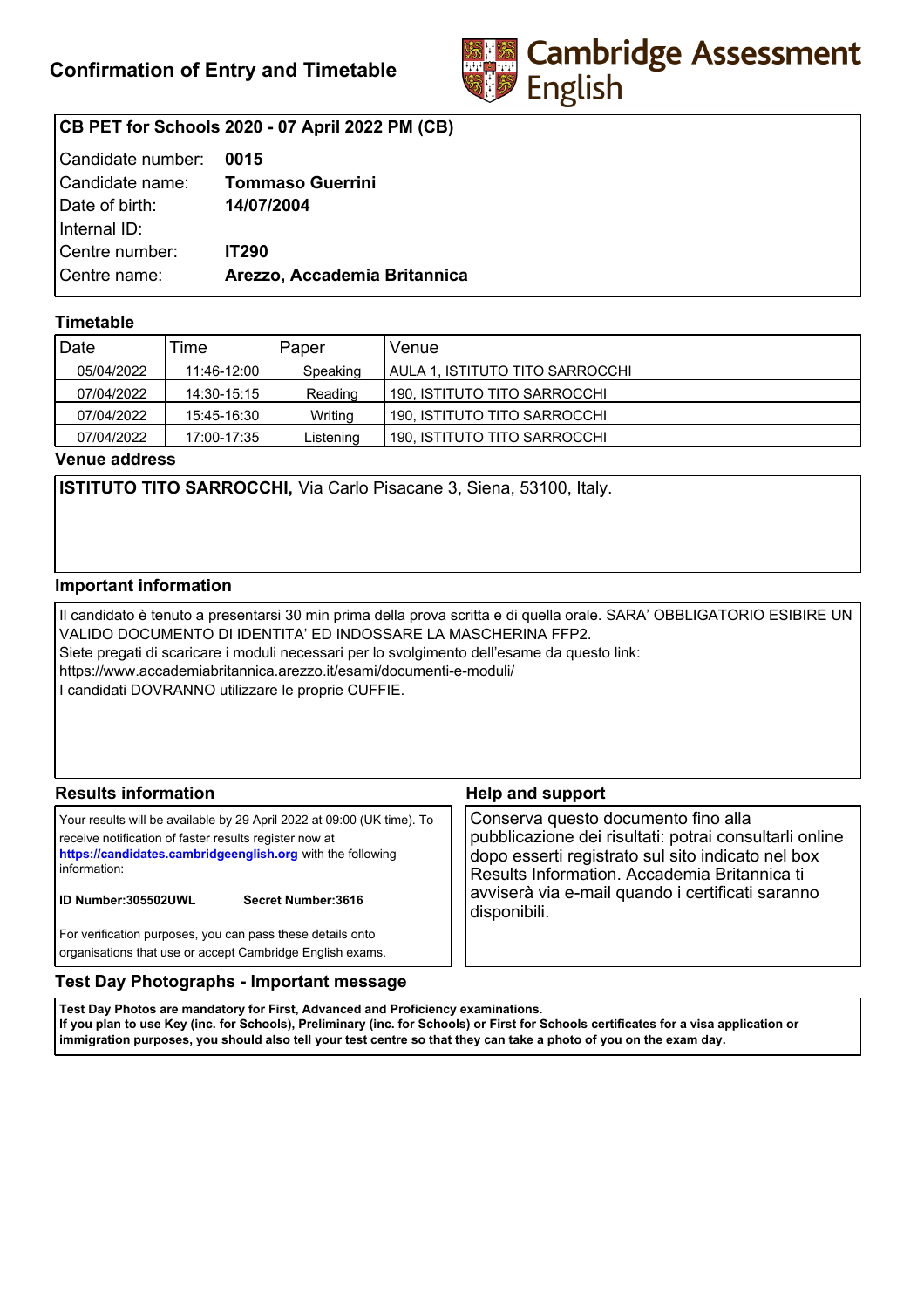# Confirmation of Entry and Timetable

Cambridge Assessment English

**CB PET for Schools 2020 - 07 April 2022 PM (CB)**

| | |
|---|---|
| Candidate number: | **0015** |
| Candidate name: | **Tommaso Guerrini** |
| Date of birth: | **14/07/2004** |
| Internal ID: | |
| Centre number: | **IT290** |
| Centre name: | **Arezzo, Accademia Britannica** |

## Timetable

| Date | Time | Paper | Venue |
|---|---|---|---|
| 05/04/2022 | 11:46-12:00 | Speaking | AULA 1, ISTITUTO TITO SARROCCHI |
| 07/04/2022 | 14:30-15:15 | Reading | 190, ISTITUTO TITO SARROCCHI |
| 07/04/2022 | 15:45-16:30 | Writing | 190, ISTITUTO TITO SARROCCHI |
| 07/04/2022 | 17:00-17:35 | Listening | 190, ISTITUTO TITO SARROCCHI |

## Venue address

**ISTITUTO TITO SARROCCHI,** Via Carlo Pisacane 3, Siena, 53100, Italy.

## Important information

Il candidato è tenuto a presentarsi 30 min prima della prova scritta e di quella orale. SARA' OBBLIGATORIO ESIBIRE UN VALIDO DOCUMENTO DI IDENTITA' ED INDOSSARE LA MASCHERINA FFP2.
Siete pregati di scaricare i moduli necessari per lo svolgimento dell'esame da questo link:
https://www.accademiabritannica.arezzo.it/esami/documenti-e-moduli/
I candidati DOVRANNO utilizzare le proprie CUFFIE.

## Results information

Your results will be available by 29 April 2022 at 09:00 (UK time). To receive notification of faster results register now at **https://candidates.cambridgeenglish.org** with the following information:

**ID Number:305502UWL** **Secret Number:3616**

For verification purposes, you can pass these details onto organisations that use or accept Cambridge English exams.

## Help and support

Conserva questo documento fino alla pubblicazione dei risultati: potrai consultarli online dopo esserti registrato sul sito indicato nel box Results Information. Accademia Britannica ti avviserà via e-mail quando i certificati saranno disponibili.

## Test Day Photographs - Important message

**Test Day Photos are mandatory for First, Advanced and Proficiency examinations.**
**If you plan to use Key (inc. for Schools), Preliminary (inc. for Schools) or First for Schools certificates for a visa application or immigration purposes, you should also tell your test centre so that they can take a photo of you on the exam day.**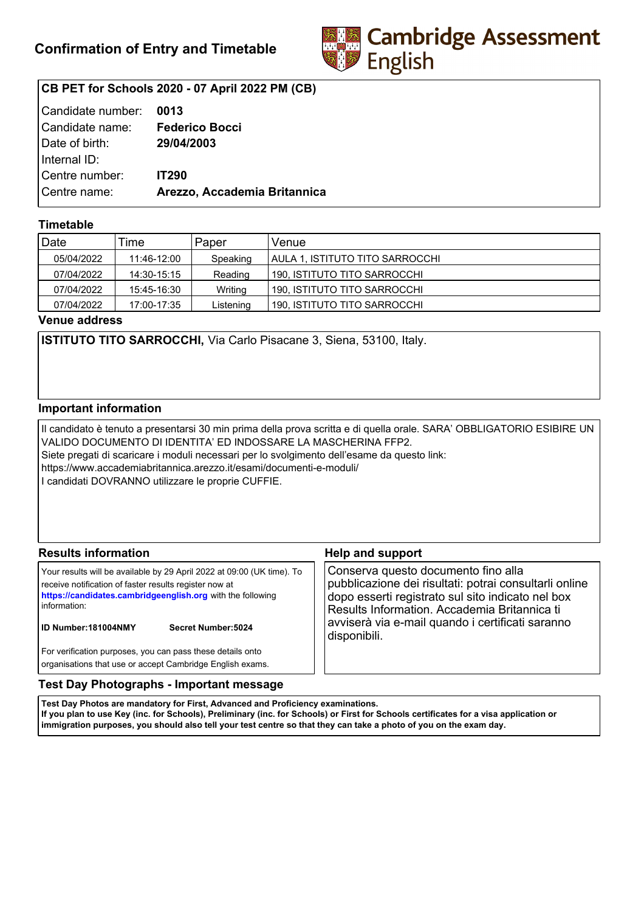# Confirmation of Entry and Timetable

**Cambridge Assessment English**

**CB PET for Schools 2020 - 07 April 2022 PM (CB)**

| | |
|---|---|
| Candidate number: | **0013** |
| Candidate name: | **Federico Bocci** |
| Date of birth: | **29/04/2003** |
| Internal ID: | |
| Centre number: | **IT290** |
| Centre name: | **Arezzo, Accademia Britannica** |

## Timetable

| Date | Time | Paper | Venue |
|---|---|---|---|
| 05/04/2022 | 11:46-12:00 | Speaking | AULA 1, ISTITUTO TITO SARROCCHI |
| 07/04/2022 | 14:30-15:15 | Reading | 190, ISTITUTO TITO SARROCCHI |
| 07/04/2022 | 15:45-16:30 | Writing | 190, ISTITUTO TITO SARROCCHI |
| 07/04/2022 | 17:00-17:35 | Listening | 190, ISTITUTO TITO SARROCCHI |

## Venue address

**ISTITUTO TITO SARROCCHI,** Via Carlo Pisacane 3, Siena, 53100, Italy.

## Important information

Il candidato è tenuto a presentarsi 30 min prima della prova scritta e di quella orale. SARA' OBBLIGATORIO ESIBIRE UN VALIDO DOCUMENTO DI IDENTITA' ED INDOSSARE LA MASCHERINA FFP2.
Siete pregati di scaricare i moduli necessari per lo svolgimento dell'esame da questo link:
https://www.accademiabritannica.arezzo.it/esami/documenti-e-moduli/
I candidati DOVRANNO utilizzare le proprie CUFFIE.

## Results information

Your results will be available by 29 April 2022 at 09:00 (UK time). To receive notification of faster results register now at **https://candidates.cambridgeenglish.org** with the following information:

**ID Number:181004NMY** **Secret Number:5024**

For verification purposes, you can pass these details onto organisations that use or accept Cambridge English exams.

## Help and support

Conserva questo documento fino alla pubblicazione dei risultati: potrai consultarli online dopo esserti registrato sul sito indicato nel box Results Information. Accademia Britannica ti avviserà via e-mail quando i certificati saranno disponibili.

## Test Day Photographs - Important message

**Test Day Photos are mandatory for First, Advanced and Proficiency examinations.**
**If you plan to use Key (inc. for Schools), Preliminary (inc. for Schools) or First for Schools certificates for a visa application or immigration purposes, you should also tell your test centre so that they can take a photo of you on the exam day.**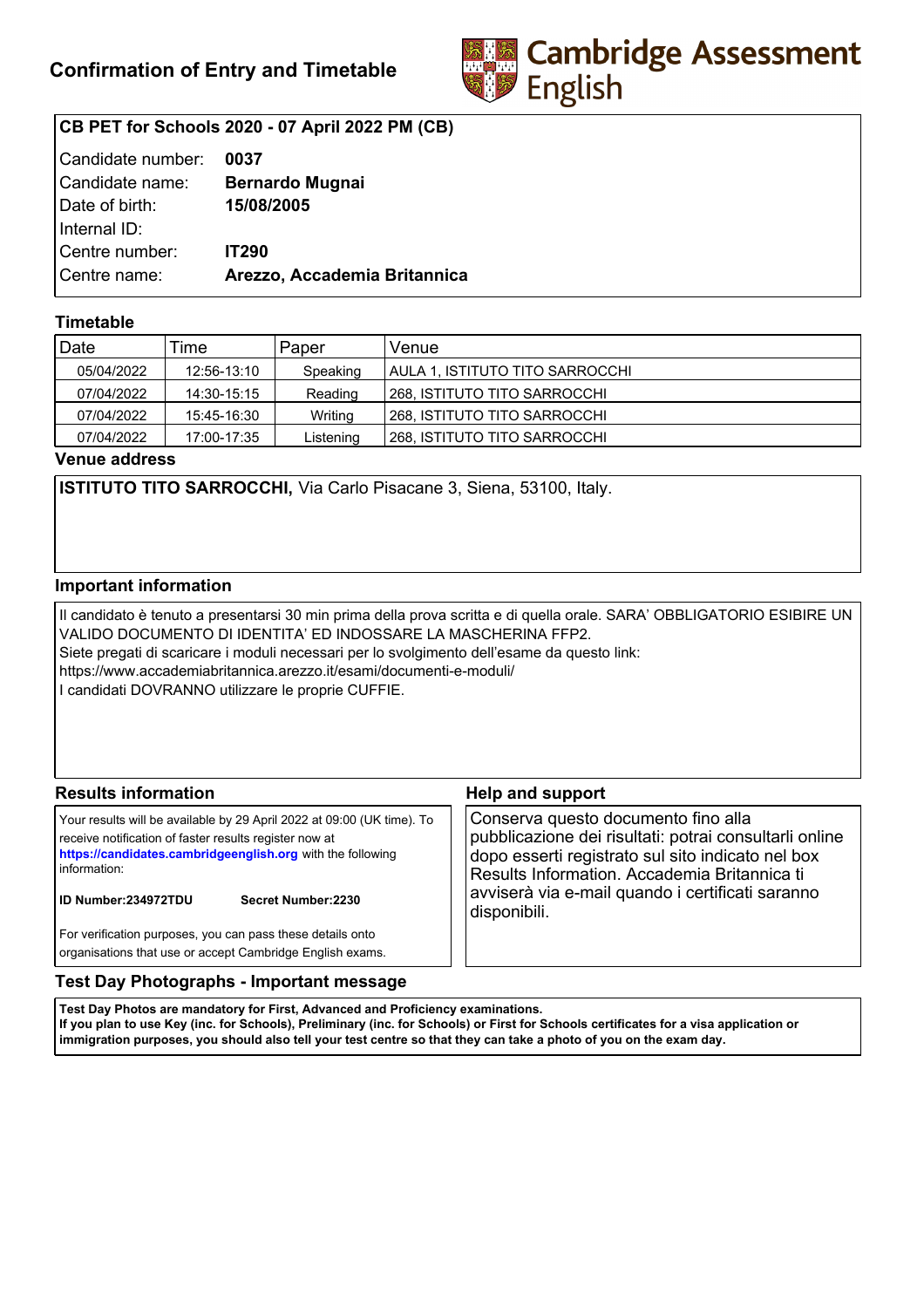# Confirmation of Entry and Timetable

Cambridge Assessment English

## CB PET for Schools 2020 - 07 April 2022 PM (CB)

| | |
|---|---|
| Candidate number: | **0037** |
| Candidate name: | **Bernardo Mugnai** |
| Date of birth: | **15/08/2005** |
| Internal ID: | |
| Centre number: | **IT290** |
| Centre name: | **Arezzo, Accademia Britannica** |

## Timetable

| Date | Time | Paper | Venue |
|---|---|---|---|
| 05/04/2022 | 12:56-13:10 | Speaking | AULA 1, ISTITUTO TITO SARROCCHI |
| 07/04/2022 | 14:30-15:15 | Reading | 268, ISTITUTO TITO SARROCCHI |
| 07/04/2022 | 15:45-16:30 | Writing | 268, ISTITUTO TITO SARROCCHI |
| 07/04/2022 | 17:00-17:35 | Listening | 268, ISTITUTO TITO SARROCCHI |

## Venue address

**ISTITUTO TITO SARROCCHI,** Via Carlo Pisacane 3, Siena, 53100, Italy.

## Important information

Il candidato è tenuto a presentarsi 30 min prima della prova scritta e di quella orale. SARA' OBBLIGATORIO ESIBIRE UN VALIDO DOCUMENTO DI IDENTITA' ED INDOSSARE LA MASCHERINA FFP2.
Siete pregati di scaricare i moduli necessari per lo svolgimento dell'esame da questo link:
https://www.accademiabritannica.arezzo.it/esami/documenti-e-moduli/
I candidati DOVRANNO utilizzare le proprie CUFFIE.

## Results information

Your results will be available by 29 April 2022 at 09:00 (UK time). To receive notification of faster results register now at **https://candidates.cambridgeenglish.org** with the following information:

**ID Number:234972TDU** **Secret Number:2230**

For verification purposes, you can pass these details onto organisations that use or accept Cambridge English exams.

## Help and support

Conserva questo documento fino alla pubblicazione dei risultati: potrai consultarli online dopo esserti registrato sul sito indicato nel box Results Information. Accademia Britannica ti avviserà via e-mail quando i certificati saranno disponibili.

## Test Day Photographs - Important message

**Test Day Photos are mandatory for First, Advanced and Proficiency examinations.**
**If you plan to use Key (inc. for Schools), Preliminary (inc. for Schools) or First for Schools certificates for a visa application or immigration purposes, you should also tell your test centre so that they can take a photo of you on the exam day.**